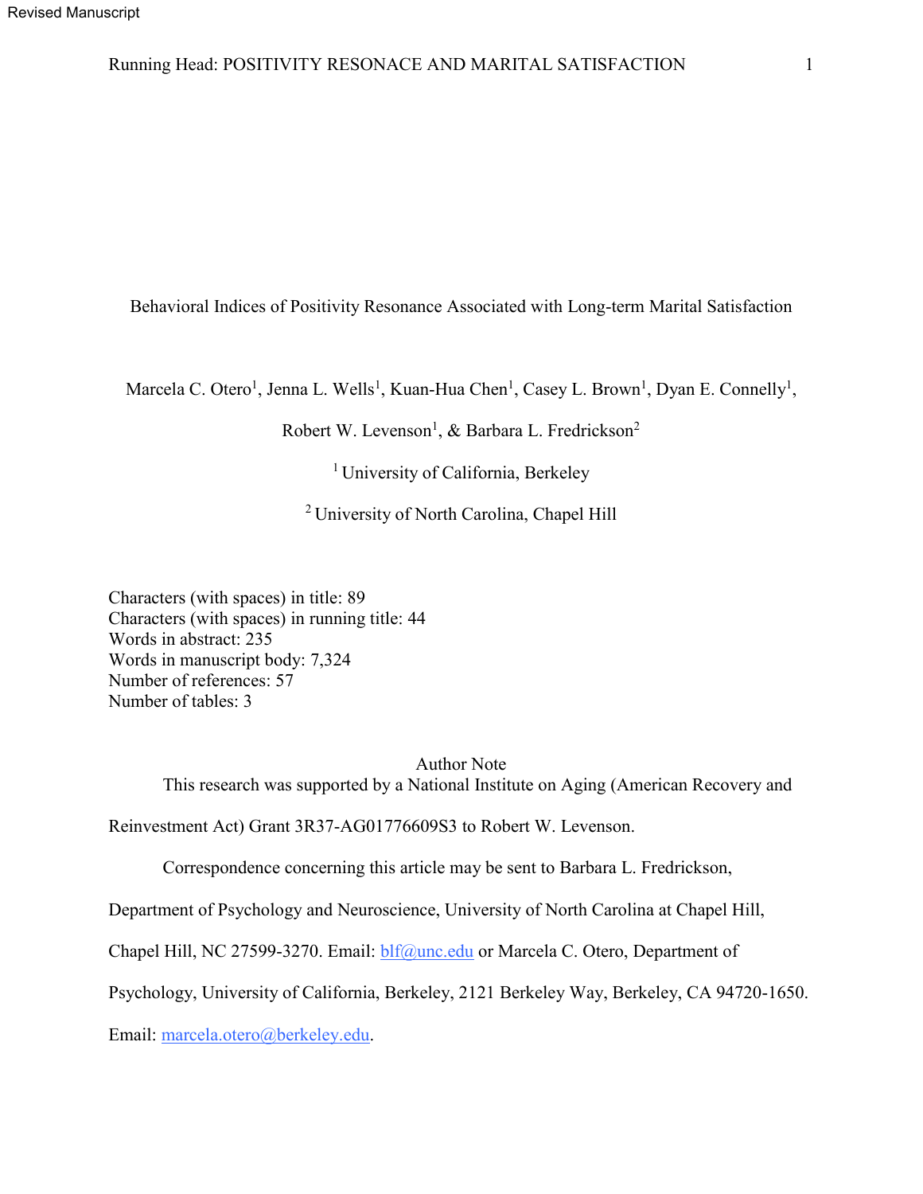Revised Manuscript

# Behavioral Indices of Positivity Resonance Associated with Long-term Marital Satisfaction

Marcela C. Otero[1], Jenna L. Wells[1], Kuan-Hua Chen[1], Casey L. Brown[1], Dyan E. Connelly[1], Robert W. Levenson[1], & Barbara L. Fredrickson[2]

[1] University of California, Berkeley

[2] University of North Carolina, Chapel Hill

Characters (with spaces) in title: 89
Characters (with spaces) in running title: 44
Words in abstract: 235
Words in manuscript body: 7,324
Number of references: 57
Number of tables: 3

## Author Note

This research was supported by a National Institute on Aging (American Recovery and Reinvestment Act) Grant 3R37-AG01776609S3 to Robert W. Levenson.

Correspondence concerning this article may be sent to Barbara L. Fredrickson, Department of Psychology and Neuroscience, University of North Carolina at Chapel Hill, Chapel Hill, NC 27599-3270. Email: blf@unc.edu or Marcela C. Otero, Department of Psychology, University of California, Berkeley, 2121 Berkeley Way, Berkeley, CA 94720-1650. Email: marcela.otero@berkeley.edu.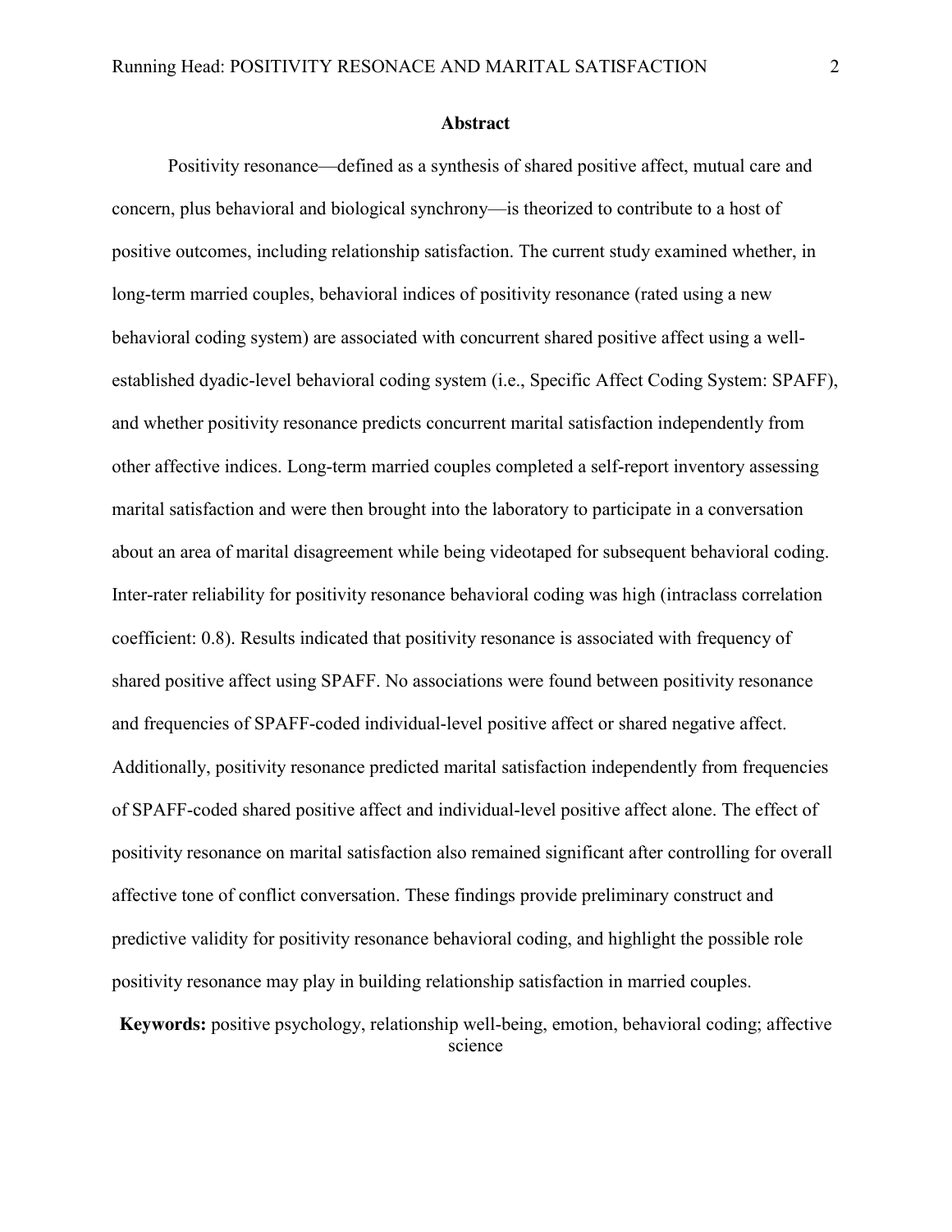## Abstract

Positivity resonance—defined as a synthesis of shared positive affect, mutual care and concern, plus behavioral and biological synchrony—is theorized to contribute to a host of positive outcomes, including relationship satisfaction. The current study examined whether, in long-term married couples, behavioral indices of positivity resonance (rated using a new behavioral coding system) are associated with concurrent shared positive affect using a well-established dyadic-level behavioral coding system (i.e., Specific Affect Coding System: SPAFF), and whether positivity resonance predicts concurrent marital satisfaction independently from other affective indices. Long-term married couples completed a self-report inventory assessing marital satisfaction and were then brought into the laboratory to participate in a conversation about an area of marital disagreement while being videotaped for subsequent behavioral coding. Inter-rater reliability for positivity resonance behavioral coding was high (intraclass correlation coefficient: 0.8). Results indicated that positivity resonance is associated with frequency of shared positive affect using SPAFF. No associations were found between positivity resonance and frequencies of SPAFF-coded individual-level positive affect or shared negative affect. Additionally, positivity resonance predicted marital satisfaction independently from frequencies of SPAFF-coded shared positive affect and individual-level positive affect alone. The effect of positivity resonance on marital satisfaction also remained significant after controlling for overall affective tone of conflict conversation. These findings provide preliminary construct and predictive validity for positivity resonance behavioral coding, and highlight the possible role positivity resonance may play in building relationship satisfaction in married couples.

**Keywords:** positive psychology, relationship well-being, emotion, behavioral coding; affective science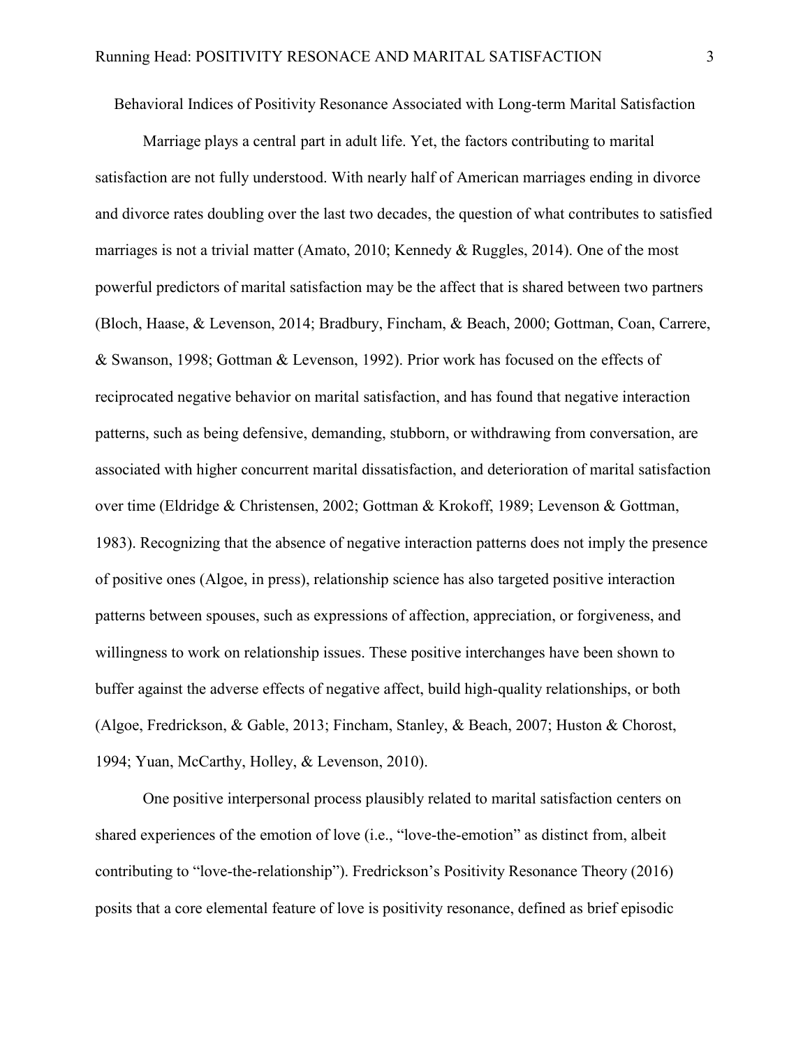# Behavioral Indices of Positivity Resonance Associated with Long-term Marital Satisfaction

Marriage plays a central part in adult life. Yet, the factors contributing to marital satisfaction are not fully understood. With nearly half of American marriages ending in divorce and divorce rates doubling over the last two decades, the question of what contributes to satisfied marriages is not a trivial matter (Amato, 2010; Kennedy & Ruggles, 2014). One of the most powerful predictors of marital satisfaction may be the affect that is shared between two partners (Bloch, Haase, & Levenson, 2014; Bradbury, Fincham, & Beach, 2000; Gottman, Coan, Carrere, & Swanson, 1998; Gottman & Levenson, 1992). Prior work has focused on the effects of reciprocated negative behavior on marital satisfaction, and has found that negative interaction patterns, such as being defensive, demanding, stubborn, or withdrawing from conversation, are associated with higher concurrent marital dissatisfaction, and deterioration of marital satisfaction over time (Eldridge & Christensen, 2002; Gottman & Krokoff, 1989; Levenson & Gottman, 1983). Recognizing that the absence of negative interaction patterns does not imply the presence of positive ones (Algoe, in press), relationship science has also targeted positive interaction patterns between spouses, such as expressions of affection, appreciation, or forgiveness, and willingness to work on relationship issues. These positive interchanges have been shown to buffer against the adverse effects of negative affect, build high-quality relationships, or both (Algoe, Fredrickson, & Gable, 2013; Fincham, Stanley, & Beach, 2007; Huston & Chorost, 1994; Yuan, McCarthy, Holley, & Levenson, 2010).

One positive interpersonal process plausibly related to marital satisfaction centers on shared experiences of the emotion of love (i.e., "love-the-emotion" as distinct from, albeit contributing to "love-the-relationship"). Fredrickson's Positivity Resonance Theory (2016) posits that a core elemental feature of love is positivity resonance, defined as brief episodic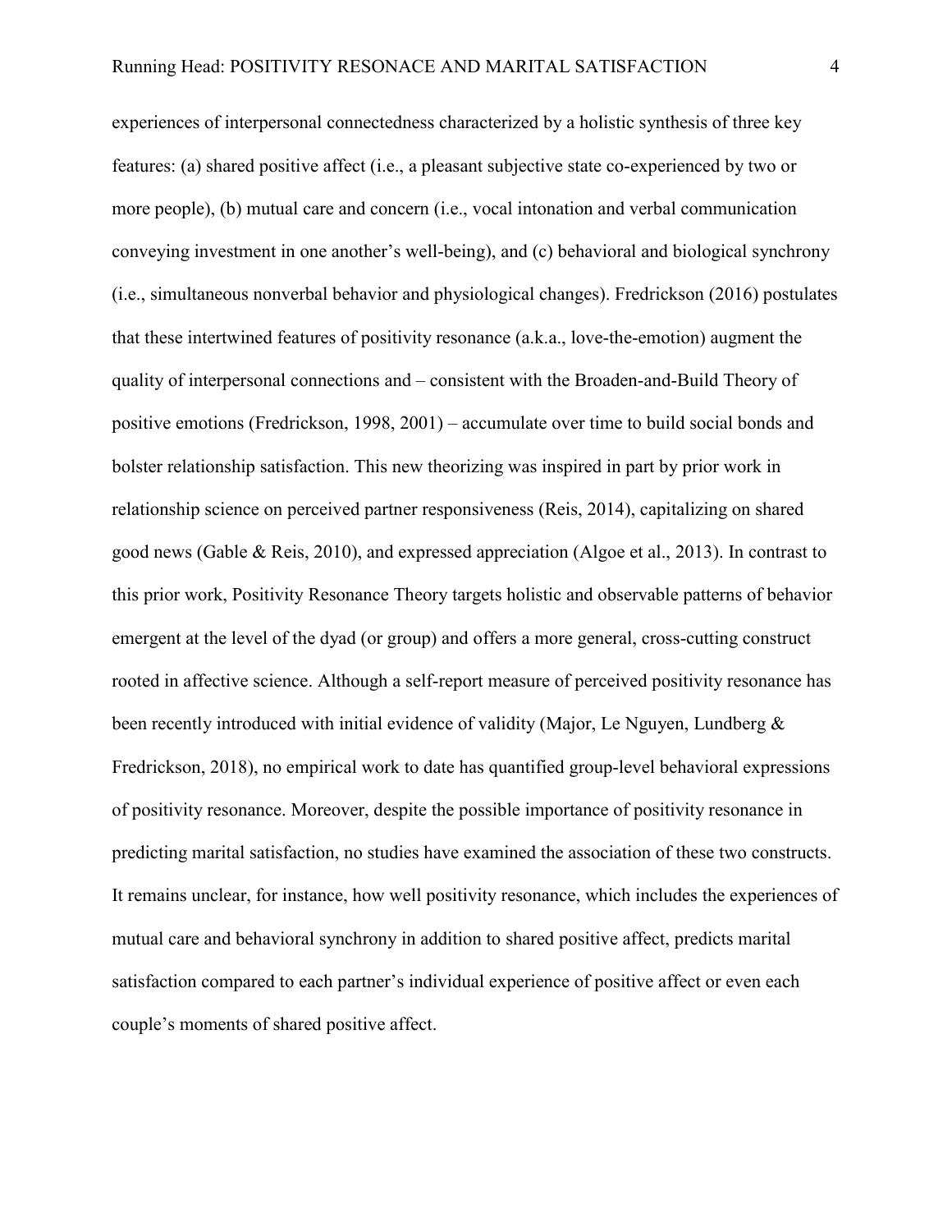experiences of interpersonal connectedness characterized by a holistic synthesis of three key features: (a) shared positive affect (i.e., a pleasant subjective state co-experienced by two or more people), (b) mutual care and concern (i.e., vocal intonation and verbal communication conveying investment in one another's well-being), and (c) behavioral and biological synchrony (i.e., simultaneous nonverbal behavior and physiological changes). Fredrickson (2016) postulates that these intertwined features of positivity resonance (a.k.a., love-the-emotion) augment the quality of interpersonal connections and – consistent with the Broaden-and-Build Theory of positive emotions (Fredrickson, 1998, 2001) – accumulate over time to build social bonds and bolster relationship satisfaction. This new theorizing was inspired in part by prior work in relationship science on perceived partner responsiveness (Reis, 2014), capitalizing on shared good news (Gable & Reis, 2010), and expressed appreciation (Algoe et al., 2013). In contrast to this prior work, Positivity Resonance Theory targets holistic and observable patterns of behavior emergent at the level of the dyad (or group) and offers a more general, cross-cutting construct rooted in affective science. Although a self-report measure of perceived positivity resonance has been recently introduced with initial evidence of validity (Major, Le Nguyen, Lundberg & Fredrickson, 2018), no empirical work to date has quantified group-level behavioral expressions of positivity resonance. Moreover, despite the possible importance of positivity resonance in predicting marital satisfaction, no studies have examined the association of these two constructs. It remains unclear, for instance, how well positivity resonance, which includes the experiences of mutual care and behavioral synchrony in addition to shared positive affect, predicts marital satisfaction compared to each partner's individual experience of positive affect or even each couple's moments of shared positive affect.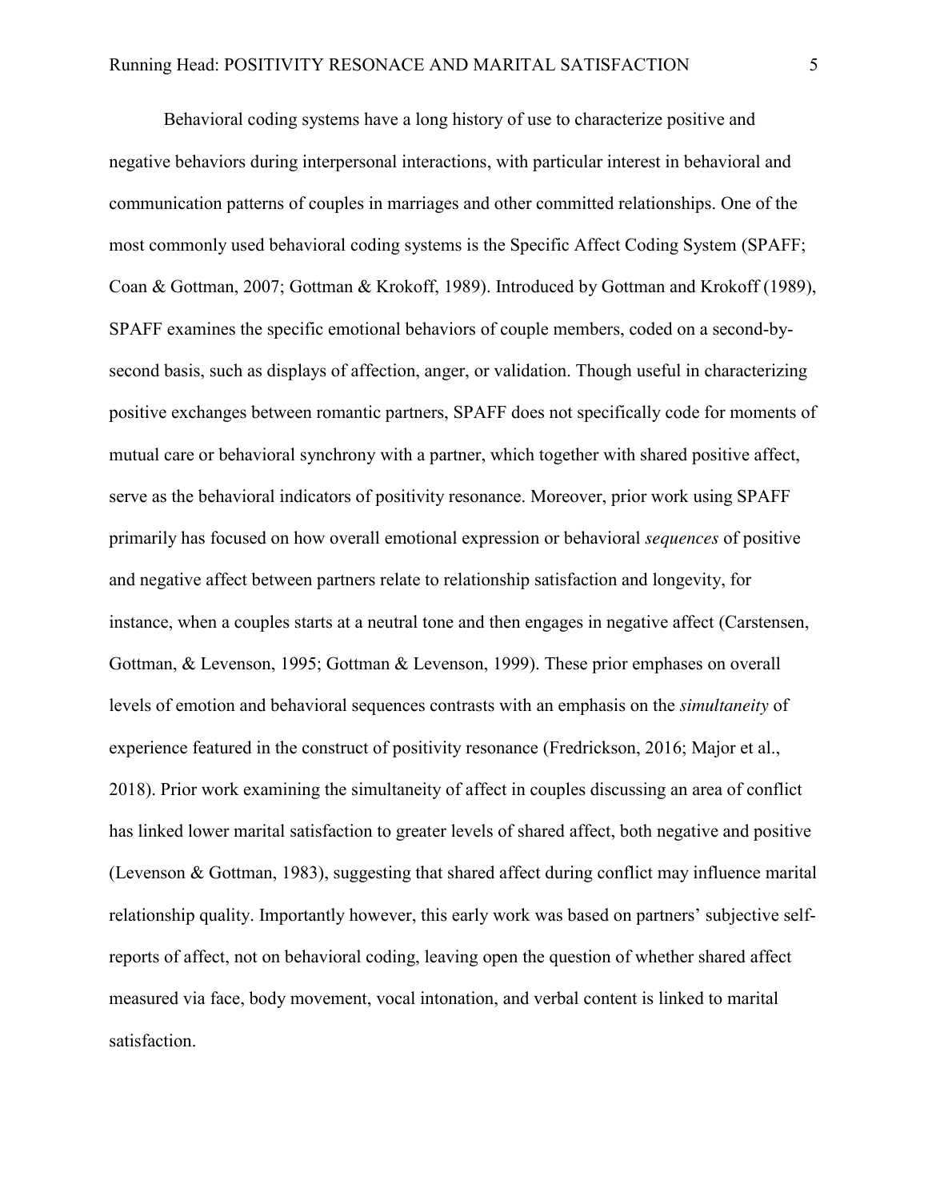Behavioral coding systems have a long history of use to characterize positive and negative behaviors during interpersonal interactions, with particular interest in behavioral and communication patterns of couples in marriages and other committed relationships. One of the most commonly used behavioral coding systems is the Specific Affect Coding System (SPAFF; Coan & Gottman, 2007; Gottman & Krokoff, 1989). Introduced by Gottman and Krokoff (1989), SPAFF examines the specific emotional behaviors of couple members, coded on a second-by-second basis, such as displays of affection, anger, or validation. Though useful in characterizing positive exchanges between romantic partners, SPAFF does not specifically code for moments of mutual care or behavioral synchrony with a partner, which together with shared positive affect, serve as the behavioral indicators of positivity resonance. Moreover, prior work using SPAFF primarily has focused on how overall emotional expression or behavioral *sequences* of positive and negative affect between partners relate to relationship satisfaction and longevity, for instance, when a couples starts at a neutral tone and then engages in negative affect (Carstensen, Gottman, & Levenson, 1995; Gottman & Levenson, 1999). These prior emphases on overall levels of emotion and behavioral sequences contrasts with an emphasis on the *simultaneity* of experience featured in the construct of positivity resonance (Fredrickson, 2016; Major et al., 2018). Prior work examining the simultaneity of affect in couples discussing an area of conflict has linked lower marital satisfaction to greater levels of shared affect, both negative and positive (Levenson & Gottman, 1983), suggesting that shared affect during conflict may influence marital relationship quality. Importantly however, this early work was based on partners' subjective self-reports of affect, not on behavioral coding, leaving open the question of whether shared affect measured via face, body movement, vocal intonation, and verbal content is linked to marital satisfaction.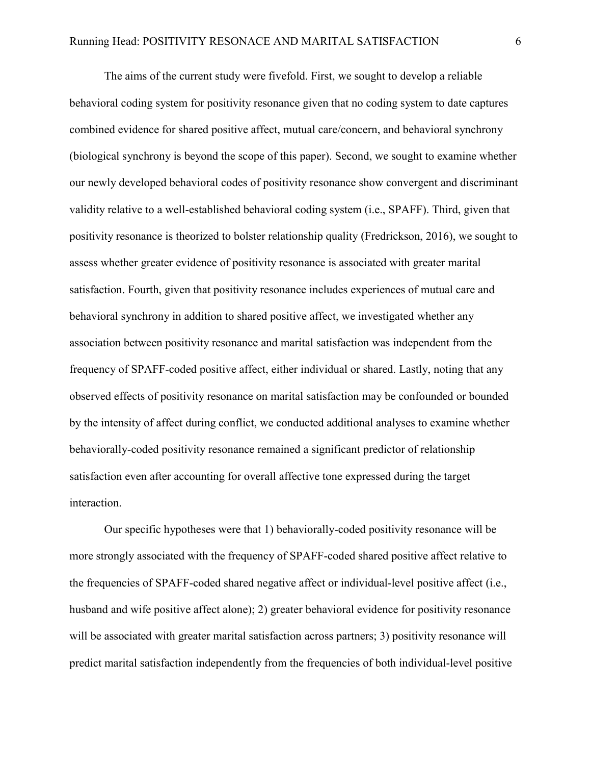The aims of the current study were fivefold. First, we sought to develop a reliable behavioral coding system for positivity resonance given that no coding system to date captures combined evidence for shared positive affect, mutual care/concern, and behavioral synchrony (biological synchrony is beyond the scope of this paper). Second, we sought to examine whether our newly developed behavioral codes of positivity resonance show convergent and discriminant validity relative to a well-established behavioral coding system (i.e., SPAFF). Third, given that positivity resonance is theorized to bolster relationship quality (Fredrickson, 2016), we sought to assess whether greater evidence of positivity resonance is associated with greater marital satisfaction. Fourth, given that positivity resonance includes experiences of mutual care and behavioral synchrony in addition to shared positive affect, we investigated whether any association between positivity resonance and marital satisfaction was independent from the frequency of SPAFF-coded positive affect, either individual or shared. Lastly, noting that any observed effects of positivity resonance on marital satisfaction may be confounded or bounded by the intensity of affect during conflict, we conducted additional analyses to examine whether behaviorally-coded positivity resonance remained a significant predictor of relationship satisfaction even after accounting for overall affective tone expressed during the target interaction.

Our specific hypotheses were that 1) behaviorally-coded positivity resonance will be more strongly associated with the frequency of SPAFF-coded shared positive affect relative to the frequencies of SPAFF-coded shared negative affect or individual-level positive affect (i.e., husband and wife positive affect alone); 2) greater behavioral evidence for positivity resonance will be associated with greater marital satisfaction across partners; 3) positivity resonance will predict marital satisfaction independently from the frequencies of both individual-level positive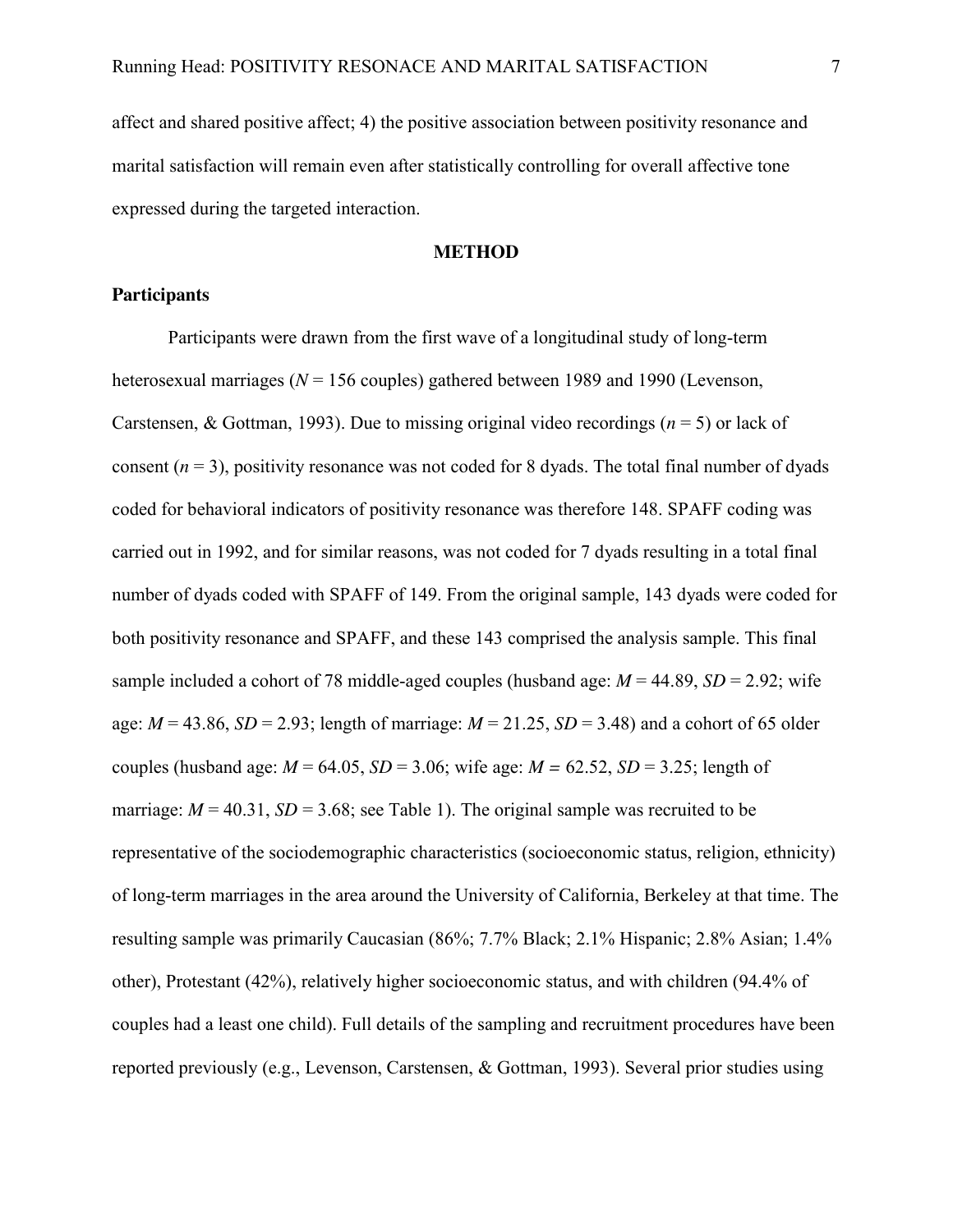affect and shared positive affect; 4) the positive association between positivity resonance and marital satisfaction will remain even after statistically controlling for overall affective tone expressed during the targeted interaction.

## METHOD

### Participants

Participants were drawn from the first wave of a longitudinal study of long-term heterosexual marriages ($N$ = 156 couples) gathered between 1989 and 1990 (Levenson, Carstensen, & Gottman, 1993). Due to missing original video recordings ($n$ = 5) or lack of consent ($n$ = 3), positivity resonance was not coded for 8 dyads. The total final number of dyads coded for behavioral indicators of positivity resonance was therefore 148. SPAFF coding was carried out in 1992, and for similar reasons, was not coded for 7 dyads resulting in a total final number of dyads coded with SPAFF of 149. From the original sample, 143 dyads were coded for both positivity resonance and SPAFF, and these 143 comprised the analysis sample. This final sample included a cohort of 78 middle-aged couples (husband age: $M$ = 44.89, $SD$ = 2.92; wife age: $M$ = 43.86, $SD$ = 2.93; length of marriage: $M$ = 21.25, $SD$ = 3.48) and a cohort of 65 older couples (husband age: $M$ = 64.05, $SD$ = 3.06; wife age: $M$ = 62.52, $SD$ = 3.25; length of marriage: $M$ = 40.31, $SD$ = 3.68; see Table 1). The original sample was recruited to be representative of the sociodemographic characteristics (socioeconomic status, religion, ethnicity) of long-term marriages in the area around the University of California, Berkeley at that time. The resulting sample was primarily Caucasian (86%; 7.7% Black; 2.1% Hispanic; 2.8% Asian; 1.4% other), Protestant (42%), relatively higher socioeconomic status, and with children (94.4% of couples had a least one child). Full details of the sampling and recruitment procedures have been reported previously (e.g., Levenson, Carstensen, & Gottman, 1993). Several prior studies using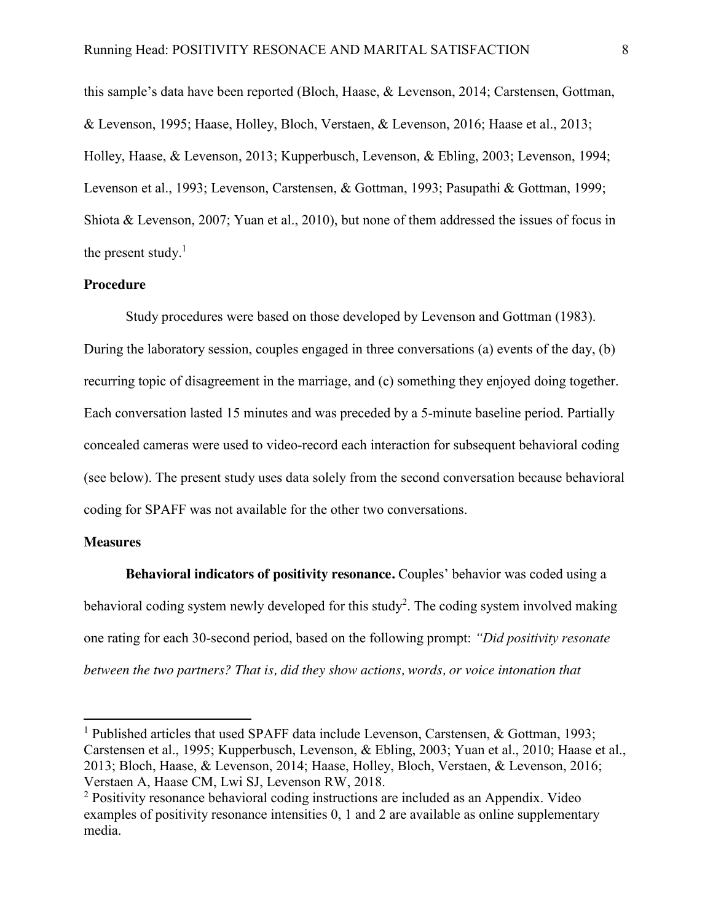this sample's data have been reported (Bloch, Haase, & Levenson, 2014; Carstensen, Gottman, & Levenson, 1995; Haase, Holley, Bloch, Verstaen, & Levenson, 2016; Haase et al., 2013; Holley, Haase, & Levenson, 2013; Kupperbusch, Levenson, & Ebling, 2003; Levenson, 1994; Levenson et al., 1993; Levenson, Carstensen, & Gottman, 1993; Pasupathi & Gottman, 1999; Shiota & Levenson, 2007; Yuan et al., 2010), but none of them addressed the issues of focus in the present study.[1]

## Procedure

Study procedures were based on those developed by Levenson and Gottman (1983). During the laboratory session, couples engaged in three conversations (a) events of the day, (b) recurring topic of disagreement in the marriage, and (c) something they enjoyed doing together. Each conversation lasted 15 minutes and was preceded by a 5-minute baseline period. Partially concealed cameras were used to video-record each interaction for subsequent behavioral coding (see below). The present study uses data solely from the second conversation because behavioral coding for SPAFF was not available for the other two conversations.

## Measures

**Behavioral indicators of positivity resonance.** Couples' behavior was coded using a behavioral coding system newly developed for this study[2]. The coding system involved making one rating for each 30-second period, based on the following prompt: *"Did positivity resonate between the two partners? That is, did they show actions, words, or voice intonation that*

---

[1] Published articles that used SPAFF data include Levenson, Carstensen, & Gottman, 1993; Carstensen et al., 1995; Kupperbusch, Levenson, & Ebling, 2003; Yuan et al., 2010; Haase et al., 2013; Bloch, Haase, & Levenson, 2014; Haase, Holley, Bloch, Verstaen, & Levenson, 2016; Verstaen A, Haase CM, Lwi SJ, Levenson RW, 2018.

[2] Positivity resonance behavioral coding instructions are included as an Appendix. Video examples of positivity resonance intensities 0, 1 and 2 are available as online supplementary media.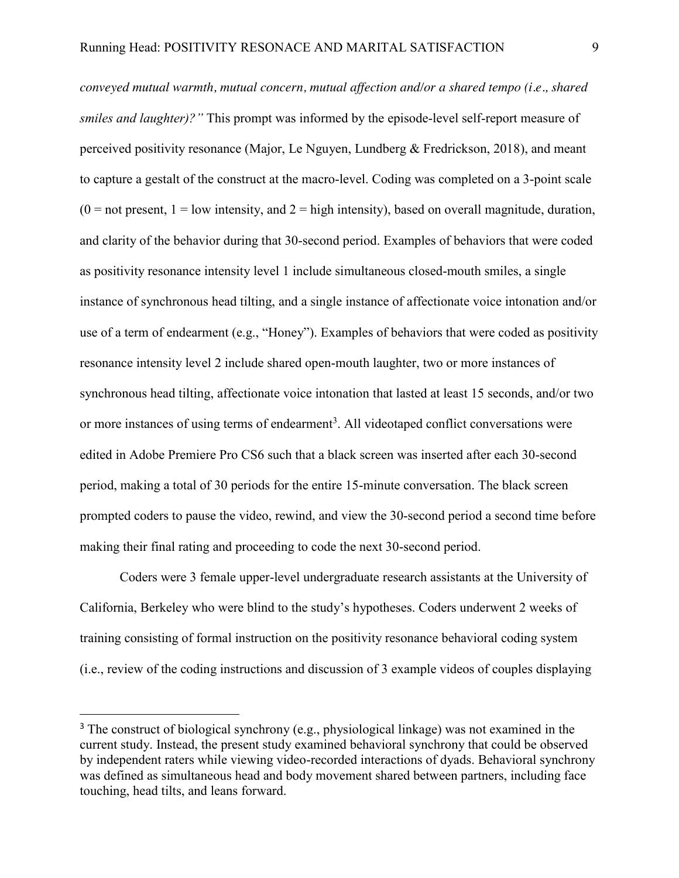*conveyed mutual warmth, mutual concern, mutual affection and/or a shared tempo (i.e., shared smiles and laughter)?"* This prompt was informed by the episode-level self-report measure of perceived positivity resonance (Major, Le Nguyen, Lundberg & Fredrickson, 2018), and meant to capture a gestalt of the construct at the macro-level. Coding was completed on a 3-point scale (0 = not present, 1 = low intensity, and 2 = high intensity), based on overall magnitude, duration, and clarity of the behavior during that 30-second period. Examples of behaviors that were coded as positivity resonance intensity level 1 include simultaneous closed-mouth smiles, a single instance of synchronous head tilting, and a single instance of affectionate voice intonation and/or use of a term of endearment (e.g., "Honey"). Examples of behaviors that were coded as positivity resonance intensity level 2 include shared open-mouth laughter, two or more instances of synchronous head tilting, affectionate voice intonation that lasted at least 15 seconds, and/or two or more instances of using terms of endearment[3]. All videotaped conflict conversations were edited in Adobe Premiere Pro CS6 such that a black screen was inserted after each 30-second period, making a total of 30 periods for the entire 15-minute conversation. The black screen prompted coders to pause the video, rewind, and view the 30-second period a second time before making their final rating and proceeding to code the next 30-second period.

Coders were 3 female upper-level undergraduate research assistants at the University of California, Berkeley who were blind to the study's hypotheses. Coders underwent 2 weeks of training consisting of formal instruction on the positivity resonance behavioral coding system (i.e., review of the coding instructions and discussion of 3 example videos of couples displaying

---

[3] The construct of biological synchrony (e.g., physiological linkage) was not examined in the current study. Instead, the present study examined behavioral synchrony that could be observed by independent raters while viewing video-recorded interactions of dyads. Behavioral synchrony was defined as simultaneous head and body movement shared between partners, including face touching, head tilts, and leans forward.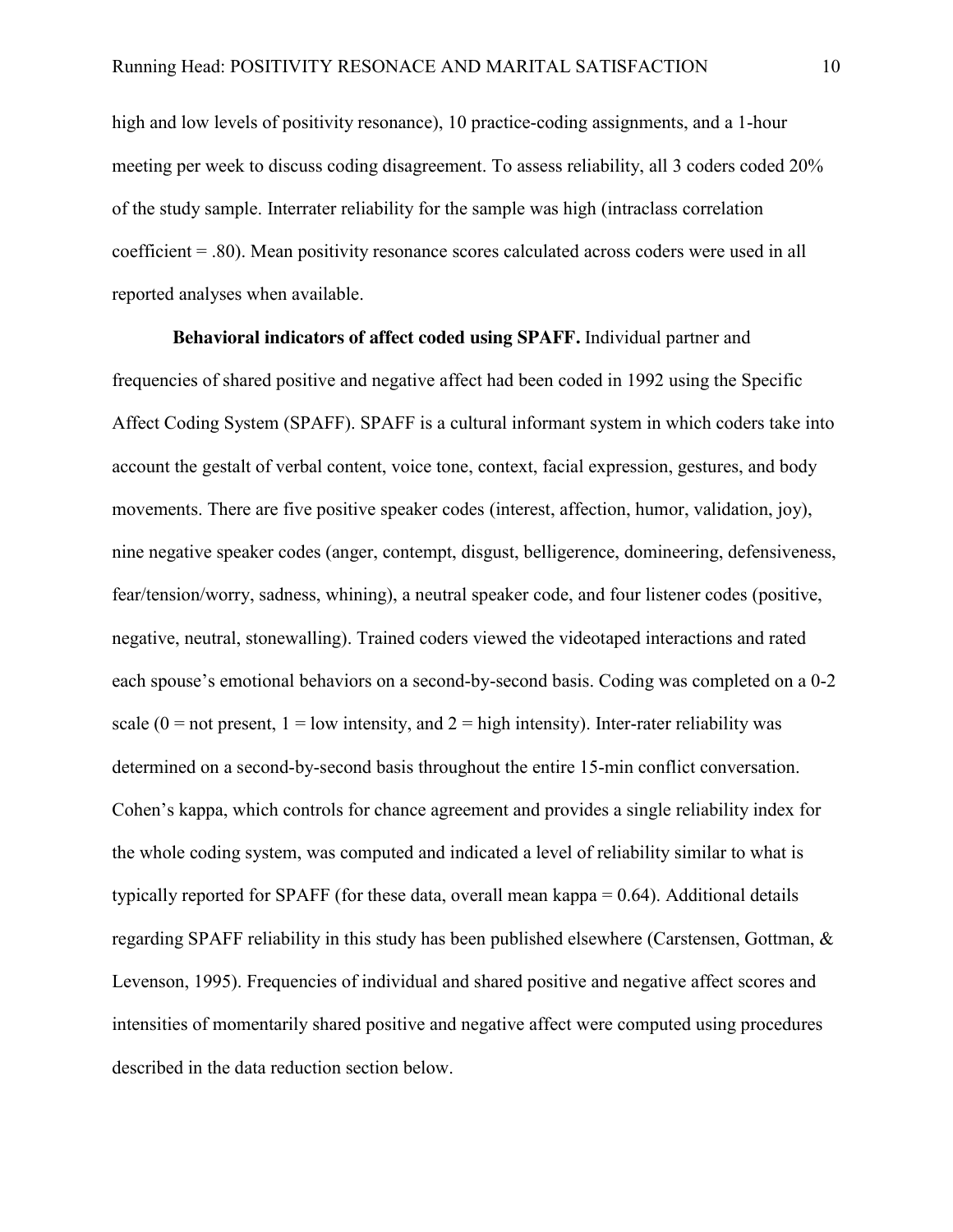high and low levels of positivity resonance), 10 practice-coding assignments, and a 1-hour meeting per week to discuss coding disagreement. To assess reliability, all 3 coders coded 20% of the study sample. Interrater reliability for the sample was high (intraclass correlation coefficient = .80). Mean positivity resonance scores calculated across coders were used in all reported analyses when available.

**Behavioral indicators of affect coded using SPAFF.** Individual partner and frequencies of shared positive and negative affect had been coded in 1992 using the Specific Affect Coding System (SPAFF). SPAFF is a cultural informant system in which coders take into account the gestalt of verbal content, voice tone, context, facial expression, gestures, and body movements. There are five positive speaker codes (interest, affection, humor, validation, joy), nine negative speaker codes (anger, contempt, disgust, belligerence, domineering, defensiveness, fear/tension/worry, sadness, whining), a neutral speaker code, and four listener codes (positive, negative, neutral, stonewalling). Trained coders viewed the videotaped interactions and rated each spouse's emotional behaviors on a second-by-second basis. Coding was completed on a 0-2 scale (0 = not present, 1 = low intensity, and 2 = high intensity). Inter-rater reliability was determined on a second-by-second basis throughout the entire 15-min conflict conversation. Cohen's kappa, which controls for chance agreement and provides a single reliability index for the whole coding system, was computed and indicated a level of reliability similar to what is typically reported for SPAFF (for these data, overall mean kappa = 0.64). Additional details regarding SPAFF reliability in this study has been published elsewhere (Carstensen, Gottman, & Levenson, 1995). Frequencies of individual and shared positive and negative affect scores and intensities of momentarily shared positive and negative affect were computed using procedures described in the data reduction section below.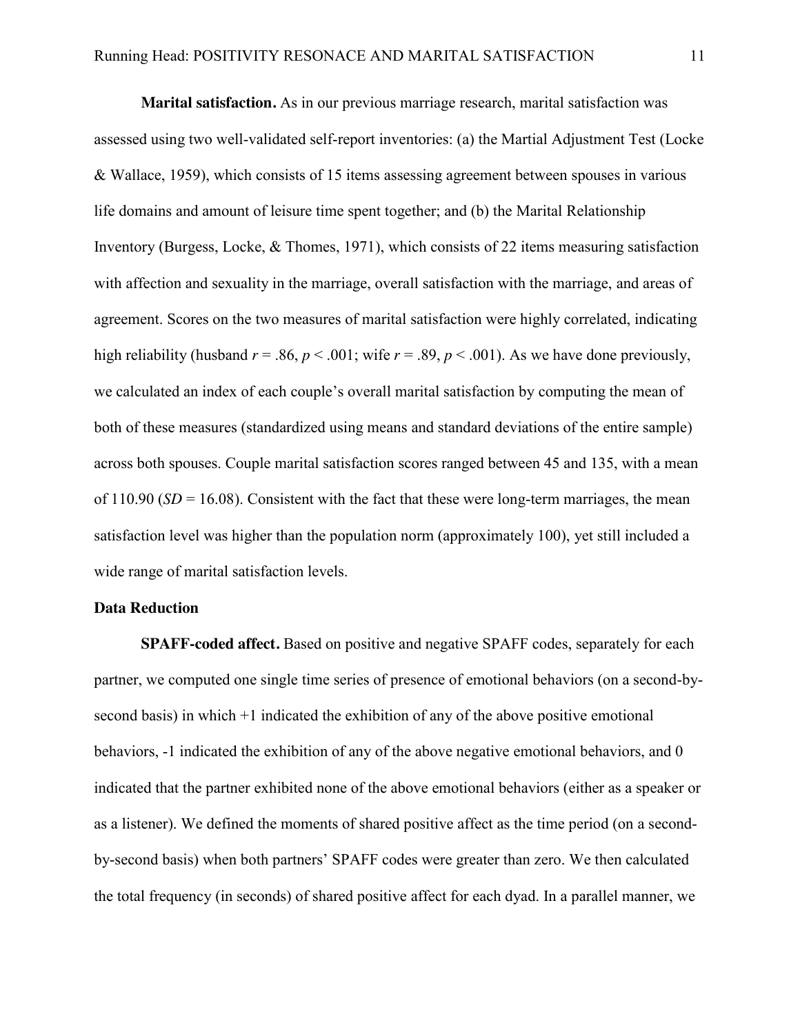**Marital satisfaction.** As in our previous marriage research, marital satisfaction was assessed using two well-validated self-report inventories: (a) the Martial Adjustment Test (Locke & Wallace, 1959), which consists of 15 items assessing agreement between spouses in various life domains and amount of leisure time spent together; and (b) the Marital Relationship Inventory (Burgess, Locke, & Thomes, 1971), which consists of 22 items measuring satisfaction with affection and sexuality in the marriage, overall satisfaction with the marriage, and areas of agreement. Scores on the two measures of marital satisfaction were highly correlated, indicating high reliability (husband $r = .86$, $p < .001$; wife $r = .89$, $p < .001$). As we have done previously, we calculated an index of each couple's overall marital satisfaction by computing the mean of both of these measures (standardized using means and standard deviations of the entire sample) across both spouses. Couple marital satisfaction scores ranged between 45 and 135, with a mean of 110.90 ($SD = 16.08$). Consistent with the fact that these were long-term marriages, the mean satisfaction level was higher than the population norm (approximately 100), yet still included a wide range of marital satisfaction levels.

## Data Reduction

**SPAFF-coded affect.** Based on positive and negative SPAFF codes, separately for each partner, we computed one single time series of presence of emotional behaviors (on a second-by-second basis) in which +1 indicated the exhibition of any of the above positive emotional behaviors, -1 indicated the exhibition of any of the above negative emotional behaviors, and 0 indicated that the partner exhibited none of the above emotional behaviors (either as a speaker or as a listener). We defined the moments of shared positive affect as the time period (on a second-by-second basis) when both partners' SPAFF codes were greater than zero. We then calculated the total frequency (in seconds) of shared positive affect for each dyad. In a parallel manner, we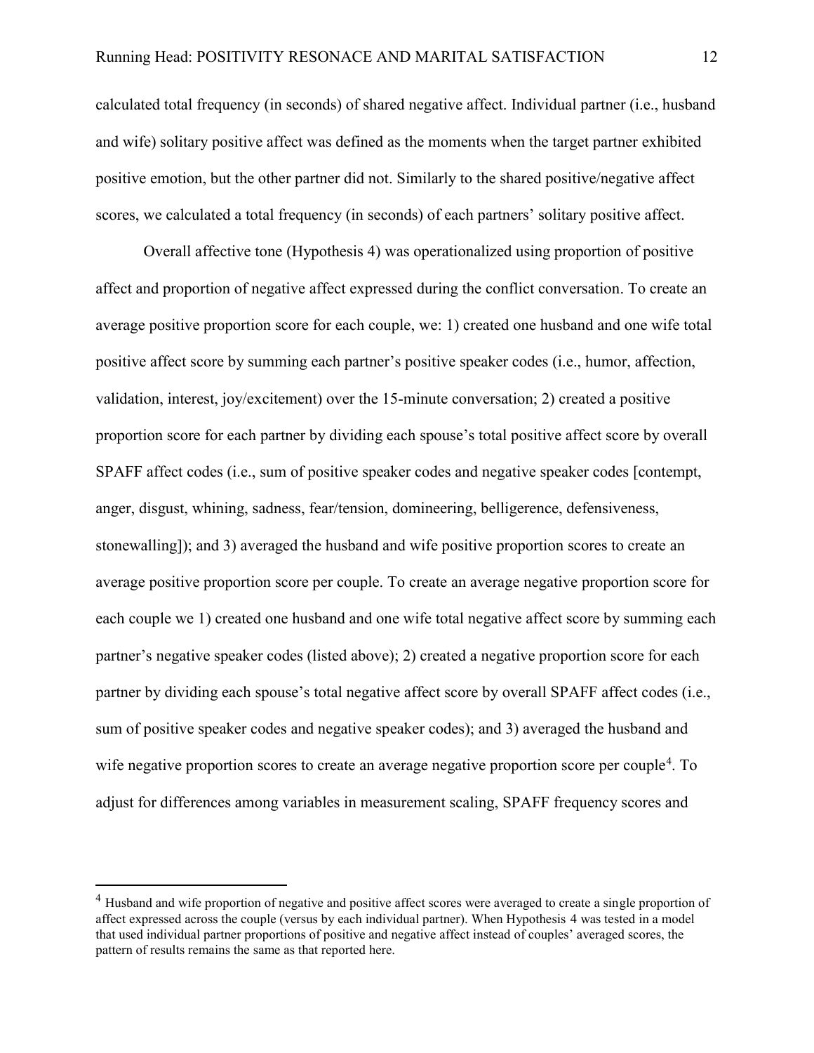calculated total frequency (in seconds) of shared negative affect. Individual partner (i.e., husband and wife) solitary positive affect was defined as the moments when the target partner exhibited positive emotion, but the other partner did not. Similarly to the shared positive/negative affect scores, we calculated a total frequency (in seconds) of each partners' solitary positive affect.

Overall affective tone (Hypothesis 4) was operationalized using proportion of positive affect and proportion of negative affect expressed during the conflict conversation. To create an average positive proportion score for each couple, we: 1) created one husband and one wife total positive affect score by summing each partner's positive speaker codes (i.e., humor, affection, validation, interest, joy/excitement) over the 15-minute conversation; 2) created a positive proportion score for each partner by dividing each spouse's total positive affect score by overall SPAFF affect codes (i.e., sum of positive speaker codes and negative speaker codes [contempt, anger, disgust, whining, sadness, fear/tension, domineering, belligerence, defensiveness, stonewalling]); and 3) averaged the husband and wife positive proportion scores to create an average positive proportion score per couple. To create an average negative proportion score for each couple we 1) created one husband and one wife total negative affect score by summing each partner's negative speaker codes (listed above); 2) created a negative proportion score for each partner by dividing each spouse's total negative affect score by overall SPAFF affect codes (i.e., sum of positive speaker codes and negative speaker codes); and 3) averaged the husband and wife negative proportion scores to create an average negative proportion score per couple[4]. To adjust for differences among variables in measurement scaling, SPAFF frequency scores and

---

[4] Husband and wife proportion of negative and positive affect scores were averaged to create a single proportion of affect expressed across the couple (versus by each individual partner). When Hypothesis 4 was tested in a model that used individual partner proportions of positive and negative affect instead of couples' averaged scores, the pattern of results remains the same as that reported here.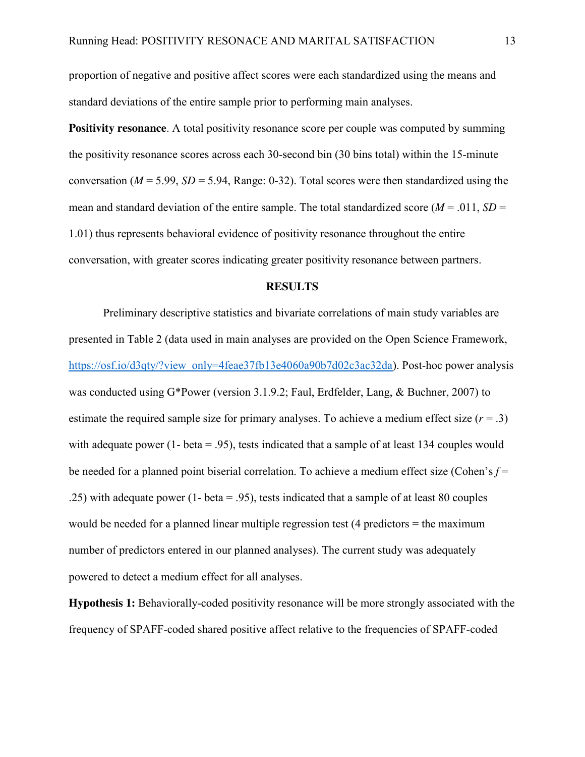proportion of negative and positive affect scores were each standardized using the means and standard deviations of the entire sample prior to performing main analyses.

**Positivity resonance**. A total positivity resonance score per couple was computed by summing the positivity resonance scores across each 30-second bin (30 bins total) within the 15-minute conversation (*M* = 5.99, *SD* = 5.94, Range: 0-32). Total scores were then standardized using the mean and standard deviation of the entire sample. The total standardized score (*M* = .011, *SD* = 1.01) thus represents behavioral evidence of positivity resonance throughout the entire conversation, with greater scores indicating greater positivity resonance between partners.

## RESULTS

Preliminary descriptive statistics and bivariate correlations of main study variables are presented in Table 2 (data used in main analyses are provided on the Open Science Framework, https://osf.io/d3qty/?view_only=4feae37fb13e4060a90b7d02c3ac32da). Post-hoc power analysis was conducted using G*Power (version 3.1.9.2; Faul, Erdfelder, Lang, & Buchner, 2007) to estimate the required sample size for primary analyses. To achieve a medium effect size (*r* = .3) with adequate power (1- beta = .95), tests indicated that a sample of at least 134 couples would be needed for a planned point biserial correlation. To achieve a medium effect size (Cohen's *f* = .25) with adequate power (1- beta = .95), tests indicated that a sample of at least 80 couples would be needed for a planned linear multiple regression test (4 predictors = the maximum number of predictors entered in our planned analyses). The current study was adequately powered to detect a medium effect for all analyses.

**Hypothesis 1:** Behaviorally-coded positivity resonance will be more strongly associated with the frequency of SPAFF-coded shared positive affect relative to the frequencies of SPAFF-coded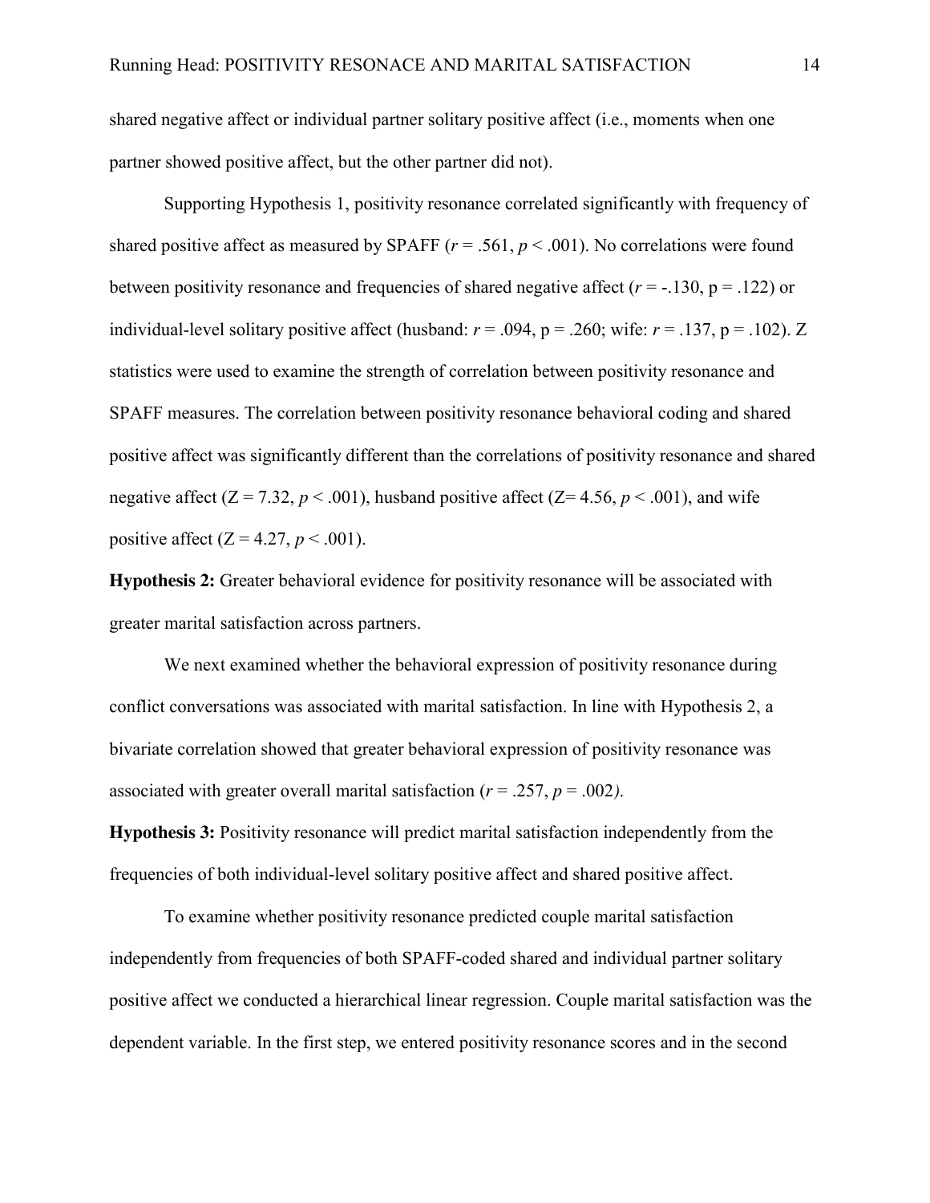shared negative affect or individual partner solitary positive affect (i.e., moments when one partner showed positive affect, but the other partner did not).

Supporting Hypothesis 1, positivity resonance correlated significantly with frequency of shared positive affect as measured by SPAFF ($r = .561$, $p < .001$). No correlations were found between positivity resonance and frequencies of shared negative affect ($r = -.130$, $p = .122$) or individual-level solitary positive affect (husband: $r = .094$, $p = .260$; wife: $r = .137$, $p = .102$). Z statistics were used to examine the strength of correlation between positivity resonance and SPAFF measures. The correlation between positivity resonance behavioral coding and shared positive affect was significantly different than the correlations of positivity resonance and shared negative affect ($Z = 7.32$, $p < .001$), husband positive affect ($Z = 4.56$, $p < .001$), and wife positive affect ($Z = 4.27$, $p < .001$).

**Hypothesis 2:** Greater behavioral evidence for positivity resonance will be associated with greater marital satisfaction across partners.

We next examined whether the behavioral expression of positivity resonance during conflict conversations was associated with marital satisfaction. In line with Hypothesis 2, a bivariate correlation showed that greater behavioral expression of positivity resonance was associated with greater overall marital satisfaction ($r = .257$, $p = .002$).

**Hypothesis 3:** Positivity resonance will predict marital satisfaction independently from the frequencies of both individual-level solitary positive affect and shared positive affect.

To examine whether positivity resonance predicted couple marital satisfaction independently from frequencies of both SPAFF-coded shared and individual partner solitary positive affect we conducted a hierarchical linear regression. Couple marital satisfaction was the dependent variable. In the first step, we entered positivity resonance scores and in the second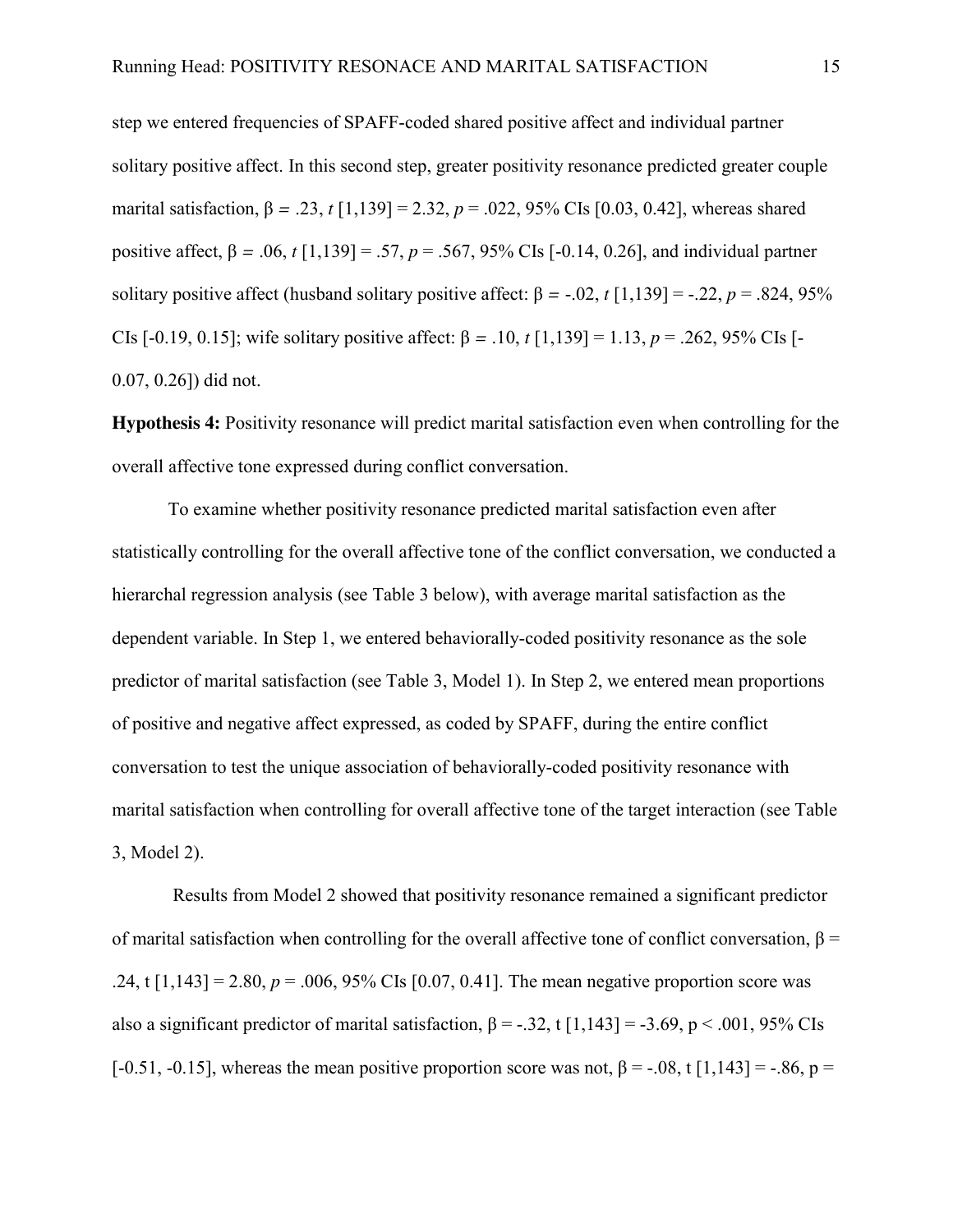step we entered frequencies of SPAFF-coded shared positive affect and individual partner solitary positive affect. In this second step, greater positivity resonance predicted greater couple marital satisfaction, $\beta = .23$, $t$ [1,139] = 2.32, $p = .022$, 95% CIs [0.03, 0.42], whereas shared positive affect, $\beta = .06$, $t$ [1,139] = .57, $p = .567$, 95% CIs [-0.14, 0.26], and individual partner solitary positive affect (husband solitary positive affect: $\beta = -.02$, $t$ [1,139] = -.22, $p = .824$, 95% CIs [-0.19, 0.15]; wife solitary positive affect: $\beta = .10$, $t$ [1,139] = 1.13, $p = .262$, 95% CIs [-0.07, 0.26]) did not.

**Hypothesis 4:** Positivity resonance will predict marital satisfaction even when controlling for the overall affective tone expressed during conflict conversation.

To examine whether positivity resonance predicted marital satisfaction even after statistically controlling for the overall affective tone of the conflict conversation, we conducted a hierarchal regression analysis (see Table 3 below), with average marital satisfaction as the dependent variable. In Step 1, we entered behaviorally-coded positivity resonance as the sole predictor of marital satisfaction (see Table 3, Model 1). In Step 2, we entered mean proportions of positive and negative affect expressed, as coded by SPAFF, during the entire conflict conversation to test the unique association of behaviorally-coded positivity resonance with marital satisfaction when controlling for overall affective tone of the target interaction (see Table 3, Model 2).

Results from Model 2 showed that positivity resonance remained a significant predictor of marital satisfaction when controlling for the overall affective tone of conflict conversation, $\beta = .24$, t [1,143] = 2.80, $p = .006$, 95% CIs [0.07, 0.41]. The mean negative proportion score was also a significant predictor of marital satisfaction, $\beta = -.32$, t [1,143] = -3.69, $p < .001$, 95% CIs [-0.51, -0.15], whereas the mean positive proportion score was not, $\beta = -.08$, t [1,143] = -.86, p =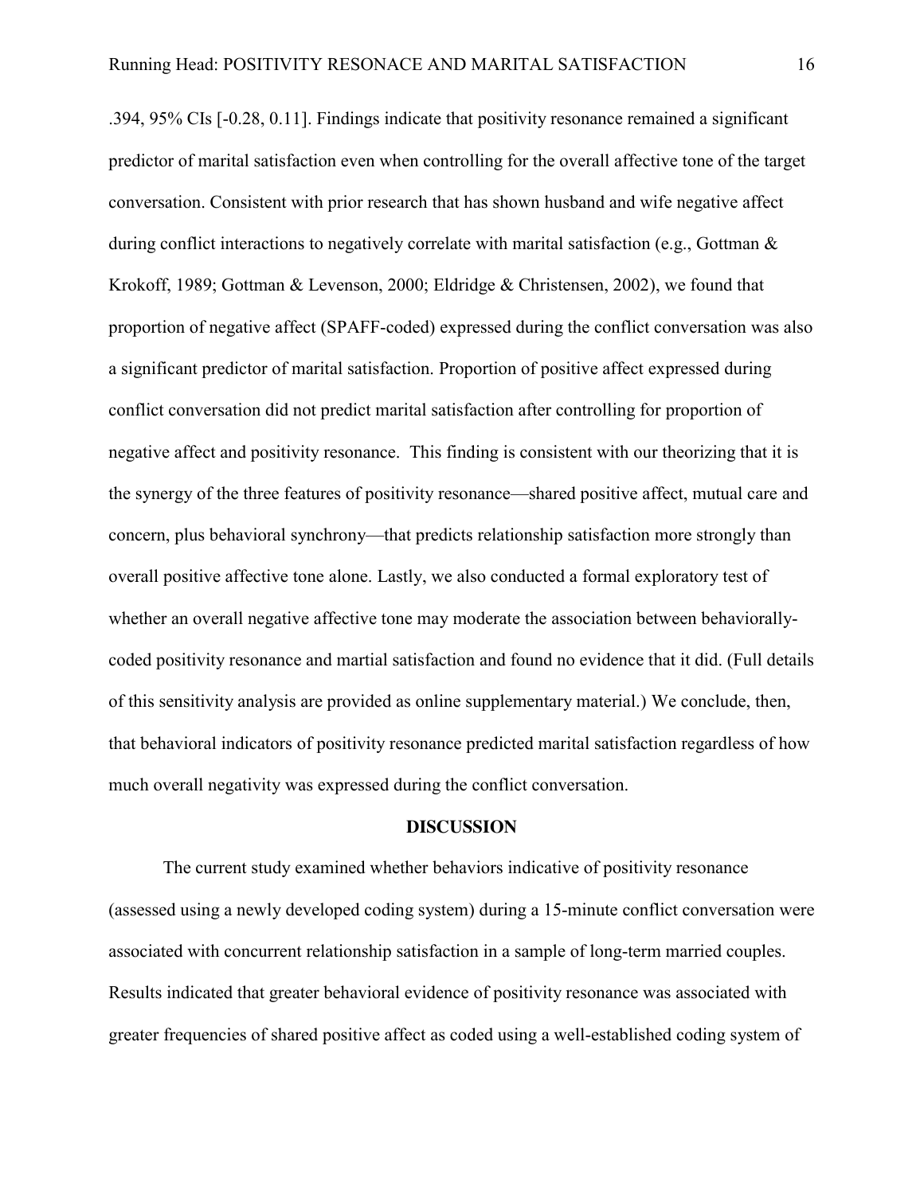.394, 95% CIs [-0.28, 0.11]. Findings indicate that positivity resonance remained a significant predictor of marital satisfaction even when controlling for the overall affective tone of the target conversation. Consistent with prior research that has shown husband and wife negative affect during conflict interactions to negatively correlate with marital satisfaction (e.g., Gottman & Krokoff, 1989; Gottman & Levenson, 2000; Eldridge & Christensen, 2002), we found that proportion of negative affect (SPAFF-coded) expressed during the conflict conversation was also a significant predictor of marital satisfaction. Proportion of positive affect expressed during conflict conversation did not predict marital satisfaction after controlling for proportion of negative affect and positivity resonance. This finding is consistent with our theorizing that it is the synergy of the three features of positivity resonance—shared positive affect, mutual care and concern, plus behavioral synchrony—that predicts relationship satisfaction more strongly than overall positive affective tone alone. Lastly, we also conducted a formal exploratory test of whether an overall negative affective tone may moderate the association between behaviorally-coded positivity resonance and martial satisfaction and found no evidence that it did. (Full details of this sensitivity analysis are provided as online supplementary material.) We conclude, then, that behavioral indicators of positivity resonance predicted marital satisfaction regardless of how much overall negativity was expressed during the conflict conversation.

## DISCUSSION

The current study examined whether behaviors indicative of positivity resonance (assessed using a newly developed coding system) during a 15-minute conflict conversation were associated with concurrent relationship satisfaction in a sample of long-term married couples. Results indicated that greater behavioral evidence of positivity resonance was associated with greater frequencies of shared positive affect as coded using a well-established coding system of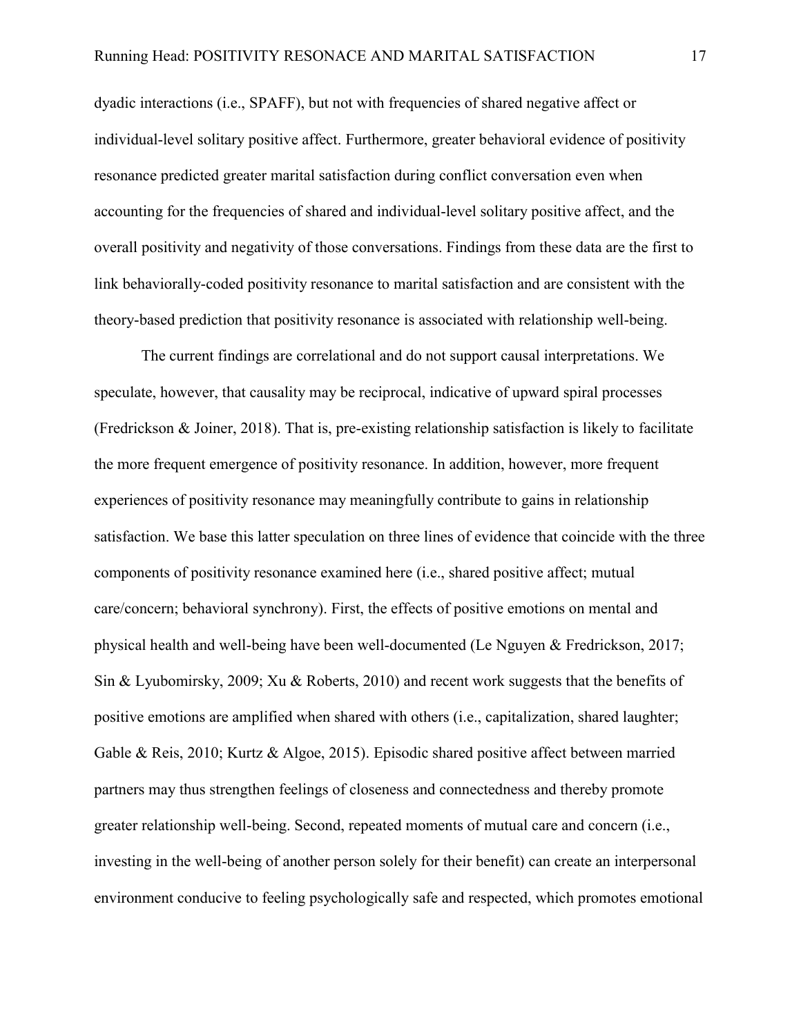dyadic interactions (i.e., SPAFF), but not with frequencies of shared negative affect or individual-level solitary positive affect. Furthermore, greater behavioral evidence of positivity resonance predicted greater marital satisfaction during conflict conversation even when accounting for the frequencies of shared and individual-level solitary positive affect, and the overall positivity and negativity of those conversations. Findings from these data are the first to link behaviorally-coded positivity resonance to marital satisfaction and are consistent with the theory-based prediction that positivity resonance is associated with relationship well-being.

The current findings are correlational and do not support causal interpretations. We speculate, however, that causality may be reciprocal, indicative of upward spiral processes (Fredrickson & Joiner, 2018). That is, pre-existing relationship satisfaction is likely to facilitate the more frequent emergence of positivity resonance. In addition, however, more frequent experiences of positivity resonance may meaningfully contribute to gains in relationship satisfaction. We base this latter speculation on three lines of evidence that coincide with the three components of positivity resonance examined here (i.e., shared positive affect; mutual care/concern; behavioral synchrony). First, the effects of positive emotions on mental and physical health and well-being have been well-documented (Le Nguyen & Fredrickson, 2017; Sin & Lyubomirsky, 2009; Xu & Roberts, 2010) and recent work suggests that the benefits of positive emotions are amplified when shared with others (i.e., capitalization, shared laughter; Gable & Reis, 2010; Kurtz & Algoe, 2015). Episodic shared positive affect between married partners may thus strengthen feelings of closeness and connectedness and thereby promote greater relationship well-being. Second, repeated moments of mutual care and concern (i.e., investing in the well-being of another person solely for their benefit) can create an interpersonal environment conducive to feeling psychologically safe and respected, which promotes emotional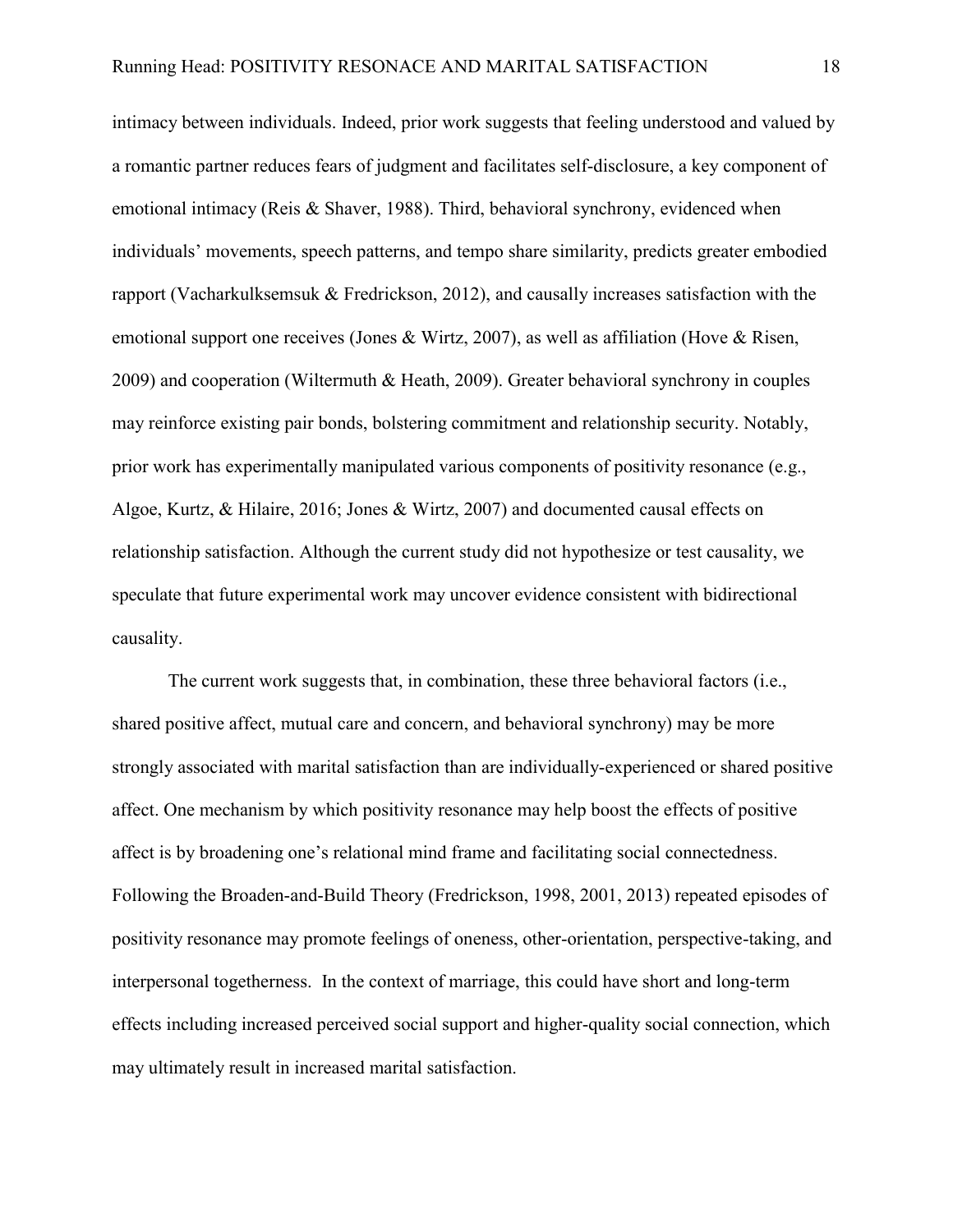intimacy between individuals. Indeed, prior work suggests that feeling understood and valued by a romantic partner reduces fears of judgment and facilitates self-disclosure, a key component of emotional intimacy (Reis & Shaver, 1988). Third, behavioral synchrony, evidenced when individuals' movements, speech patterns, and tempo share similarity, predicts greater embodied rapport (Vacharkulksemsuk & Fredrickson, 2012), and causally increases satisfaction with the emotional support one receives (Jones & Wirtz, 2007), as well as affiliation (Hove & Risen, 2009) and cooperation (Wiltermuth & Heath, 2009). Greater behavioral synchrony in couples may reinforce existing pair bonds, bolstering commitment and relationship security. Notably, prior work has experimentally manipulated various components of positivity resonance (e.g., Algoe, Kurtz, & Hilaire, 2016; Jones & Wirtz, 2007) and documented causal effects on relationship satisfaction. Although the current study did not hypothesize or test causality, we speculate that future experimental work may uncover evidence consistent with bidirectional causality.

The current work suggests that, in combination, these three behavioral factors (i.e., shared positive affect, mutual care and concern, and behavioral synchrony) may be more strongly associated with marital satisfaction than are individually-experienced or shared positive affect. One mechanism by which positivity resonance may help boost the effects of positive affect is by broadening one's relational mind frame and facilitating social connectedness. Following the Broaden-and-Build Theory (Fredrickson, 1998, 2001, 2013) repeated episodes of positivity resonance may promote feelings of oneness, other-orientation, perspective-taking, and interpersonal togetherness. In the context of marriage, this could have short and long-term effects including increased perceived social support and higher-quality social connection, which may ultimately result in increased marital satisfaction.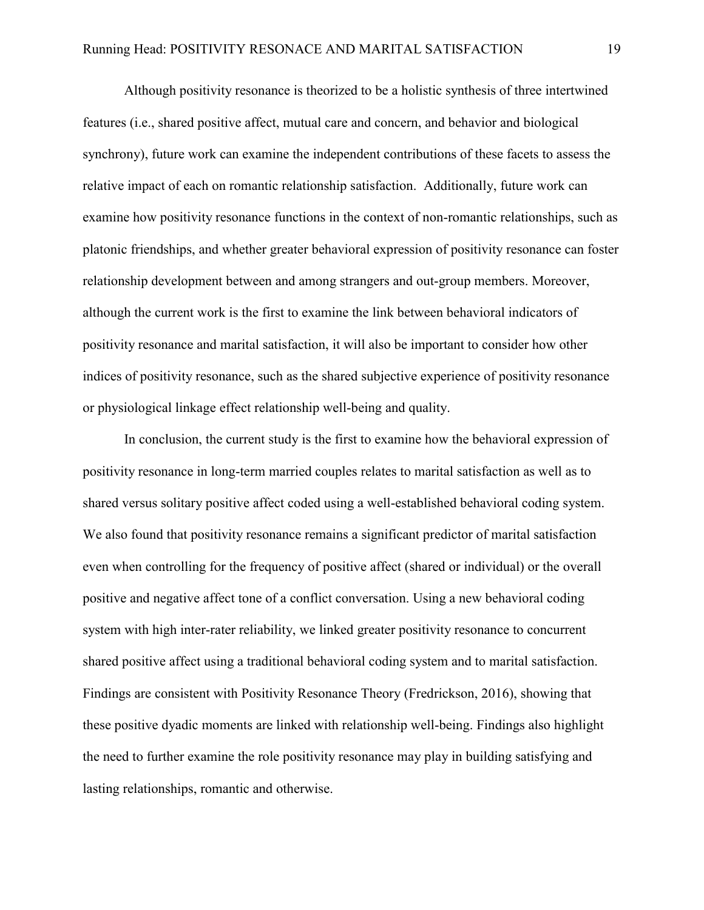Although positivity resonance is theorized to be a holistic synthesis of three intertwined features (i.e., shared positive affect, mutual care and concern, and behavior and biological synchrony), future work can examine the independent contributions of these facets to assess the relative impact of each on romantic relationship satisfaction. Additionally, future work can examine how positivity resonance functions in the context of non-romantic relationships, such as platonic friendships, and whether greater behavioral expression of positivity resonance can foster relationship development between and among strangers and out-group members. Moreover, although the current work is the first to examine the link between behavioral indicators of positivity resonance and marital satisfaction, it will also be important to consider how other indices of positivity resonance, such as the shared subjective experience of positivity resonance or physiological linkage effect relationship well-being and quality.

In conclusion, the current study is the first to examine how the behavioral expression of positivity resonance in long-term married couples relates to marital satisfaction as well as to shared versus solitary positive affect coded using a well-established behavioral coding system. We also found that positivity resonance remains a significant predictor of marital satisfaction even when controlling for the frequency of positive affect (shared or individual) or the overall positive and negative affect tone of a conflict conversation. Using a new behavioral coding system with high inter-rater reliability, we linked greater positivity resonance to concurrent shared positive affect using a traditional behavioral coding system and to marital satisfaction. Findings are consistent with Positivity Resonance Theory (Fredrickson, 2016), showing that these positive dyadic moments are linked with relationship well-being. Findings also highlight the need to further examine the role positivity resonance may play in building satisfying and lasting relationships, romantic and otherwise.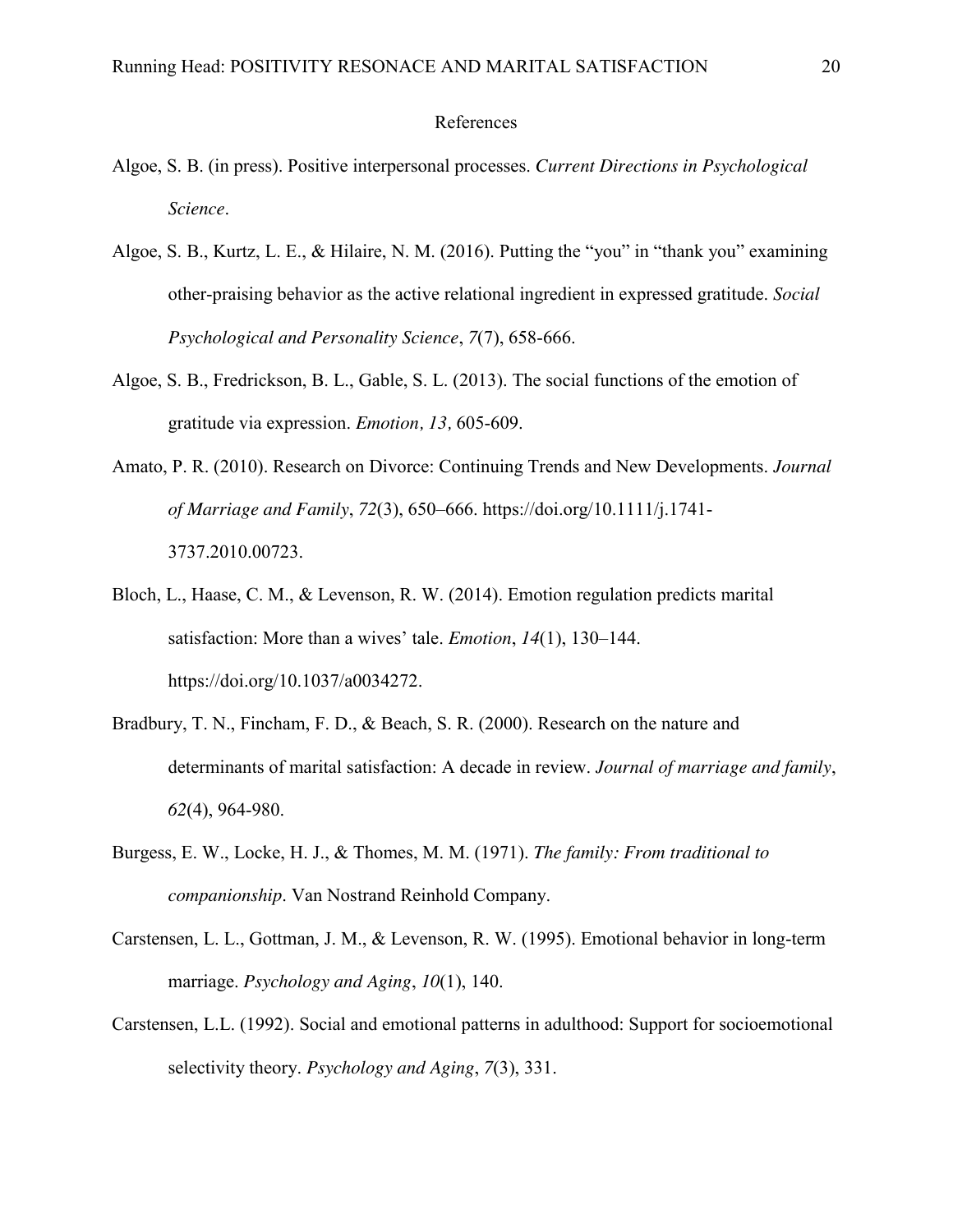# References

Algoe, S. B. (in press). Positive interpersonal processes. *Current Directions in Psychological Science*.

Algoe, S. B., Kurtz, L. E., & Hilaire, N. M. (2016). Putting the "you" in "thank you" examining other-praising behavior as the active relational ingredient in expressed gratitude. *Social Psychological and Personality Science*, *7*(7), 658-666.

Algoe, S. B., Fredrickson, B. L., Gable, S. L. (2013). The social functions of the emotion of gratitude via expression. *Emotion, 13,* 605-609.

Amato, P. R. (2010). Research on Divorce: Continuing Trends and New Developments. *Journal of Marriage and Family*, *72*(3), 650–666. https://doi.org/10.1111/j.1741-3737.2010.00723.

Bloch, L., Haase, C. M., & Levenson, R. W. (2014). Emotion regulation predicts marital satisfaction: More than a wives' tale. *Emotion*, *14*(1), 130–144. https://doi.org/10.1037/a0034272.

Bradbury, T. N., Fincham, F. D., & Beach, S. R. (2000). Research on the nature and determinants of marital satisfaction: A decade in review. *Journal of marriage and family*, *62*(4), 964-980.

Burgess, E. W., Locke, H. J., & Thomes, M. M. (1971). *The family: From traditional to companionship*. Van Nostrand Reinhold Company.

Carstensen, L. L., Gottman, J. M., & Levenson, R. W. (1995). Emotional behavior in long-term marriage. *Psychology and Aging*, *10*(1), 140.

Carstensen, L.L. (1992). Social and emotional patterns in adulthood: Support for socioemotional selectivity theory. *Psychology and Aging*, *7*(3), 331.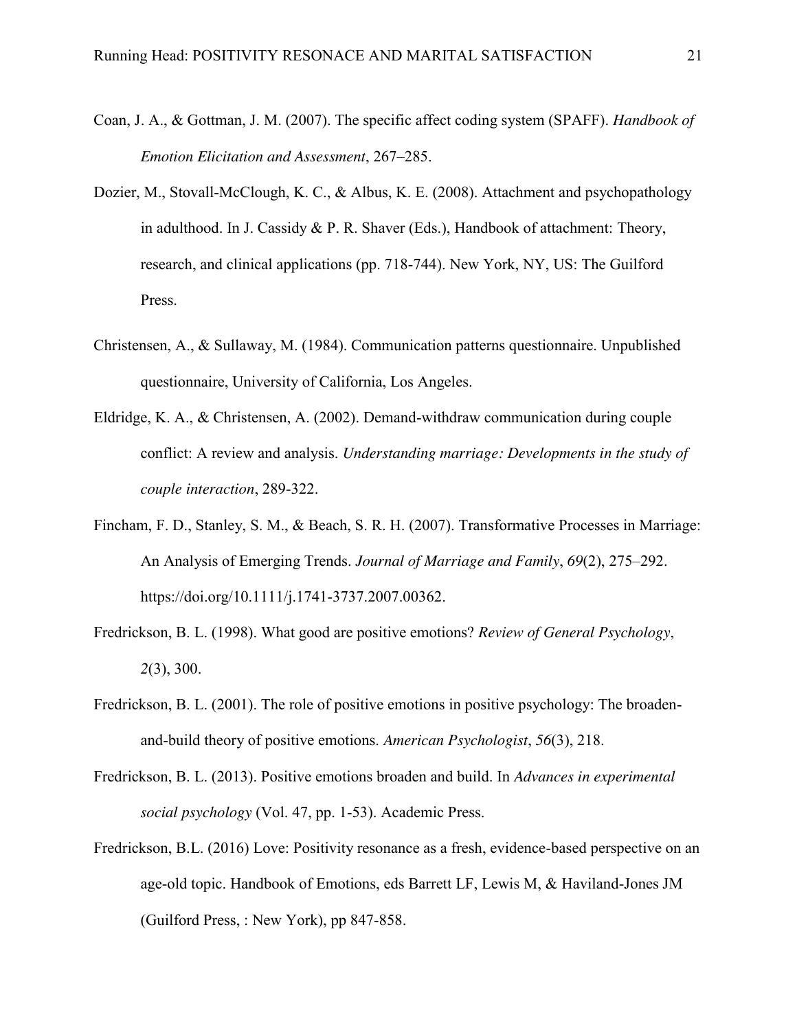Coan, J. A., & Gottman, J. M. (2007). The specific affect coding system (SPAFF). *Handbook of Emotion Elicitation and Assessment*, 267–285.

Dozier, M., Stovall-McClough, K. C., & Albus, K. E. (2008). Attachment and psychopathology in adulthood. In J. Cassidy & P. R. Shaver (Eds.), Handbook of attachment: Theory, research, and clinical applications (pp. 718-744). New York, NY, US: The Guilford Press.

Christensen, A., & Sullaway, M. (1984). Communication patterns questionnaire. Unpublished questionnaire, University of California, Los Angeles.

Eldridge, K. A., & Christensen, A. (2002). Demand-withdraw communication during couple conflict: A review and analysis. *Understanding marriage: Developments in the study of couple interaction*, 289-322.

Fincham, F. D., Stanley, S. M., & Beach, S. R. H. (2007). Transformative Processes in Marriage: An Analysis of Emerging Trends. *Journal of Marriage and Family*, *69*(2), 275–292. https://doi.org/10.1111/j.1741-3737.2007.00362.

Fredrickson, B. L. (1998). What good are positive emotions? *Review of General Psychology*, *2*(3), 300.

Fredrickson, B. L. (2001). The role of positive emotions in positive psychology: The broaden-and-build theory of positive emotions. *American Psychologist*, *56*(3), 218.

Fredrickson, B. L. (2013). Positive emotions broaden and build. In *Advances in experimental social psychology* (Vol. 47, pp. 1-53). Academic Press.

Fredrickson, B.L. (2016) Love: Positivity resonance as a fresh, evidence-based perspective on an age-old topic. Handbook of Emotions, eds Barrett LF, Lewis M, & Haviland-Jones JM (Guilford Press, : New York), pp 847-858.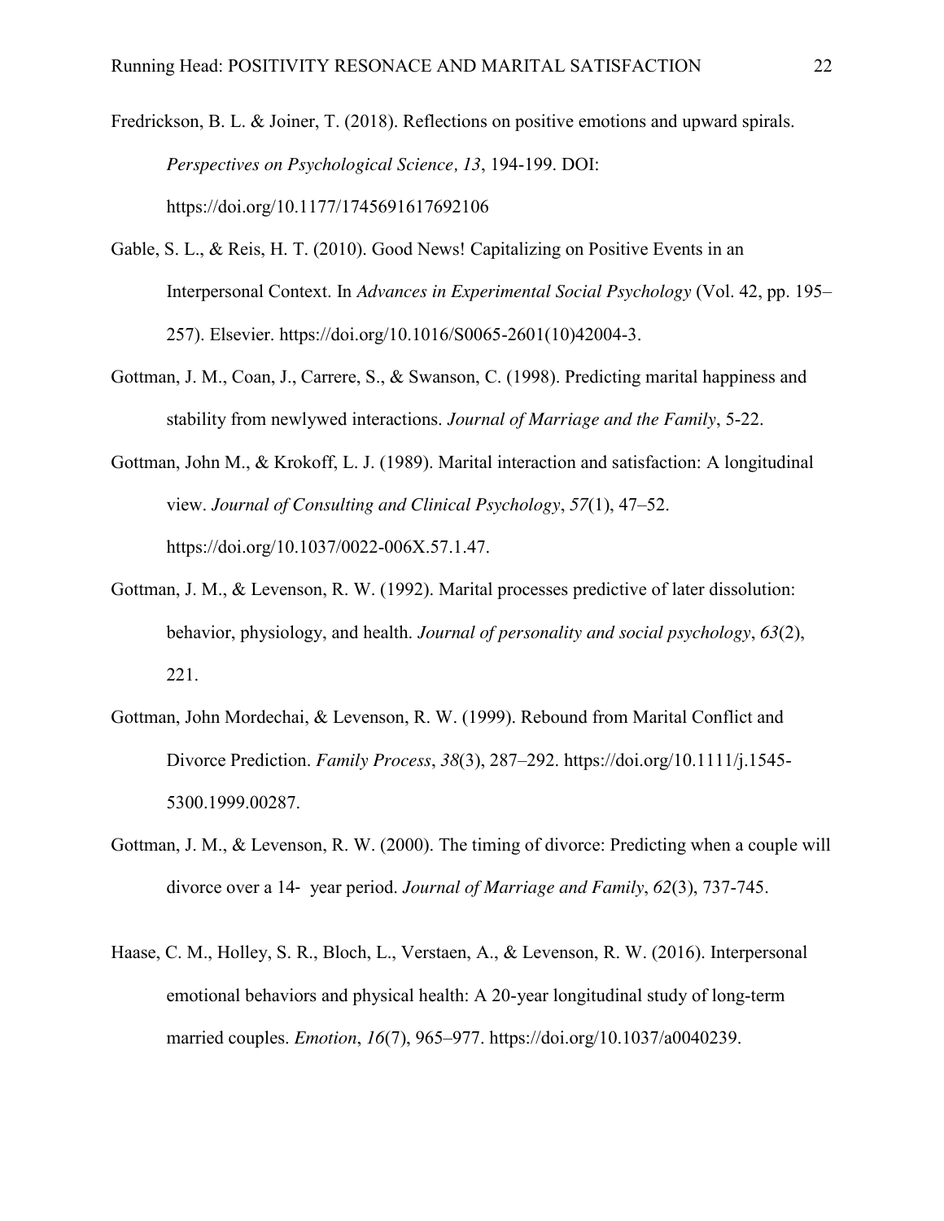Fredrickson, B. L. & Joiner, T. (2018). Reflections on positive emotions and upward spirals. *Perspectives on Psychological Science, 13*, 194-199. DOI: https://doi.org/10.1177/1745691617692106

Gable, S. L., & Reis, H. T. (2010). Good News! Capitalizing on Positive Events in an Interpersonal Context. In *Advances in Experimental Social Psychology* (Vol. 42, pp. 195–257). Elsevier. https://doi.org/10.1016/S0065-2601(10)42004-3.

Gottman, J. M., Coan, J., Carrere, S., & Swanson, C. (1998). Predicting marital happiness and stability from newlywed interactions. *Journal of Marriage and the Family*, 5-22.

Gottman, John M., & Krokoff, L. J. (1989). Marital interaction and satisfaction: A longitudinal view. *Journal of Consulting and Clinical Psychology*, *57*(1), 47–52. https://doi.org/10.1037/0022-006X.57.1.47.

Gottman, J. M., & Levenson, R. W. (1992). Marital processes predictive of later dissolution: behavior, physiology, and health. *Journal of personality and social psychology*, *63*(2), 221.

Gottman, John Mordechai, & Levenson, R. W. (1999). Rebound from Marital Conflict and Divorce Prediction. *Family Process*, *38*(3), 287–292. https://doi.org/10.1111/j.1545-5300.1999.00287.

Gottman, J. M., & Levenson, R. W. (2000). The timing of divorce: Predicting when a couple will divorce over a 14‐ year period. *Journal of Marriage and Family*, *62*(3), 737-745.

Haase, C. M., Holley, S. R., Bloch, L., Verstaen, A., & Levenson, R. W. (2016). Interpersonal emotional behaviors and physical health: A 20-year longitudinal study of long-term married couples. *Emotion*, *16*(7), 965–977. https://doi.org/10.1037/a0040239.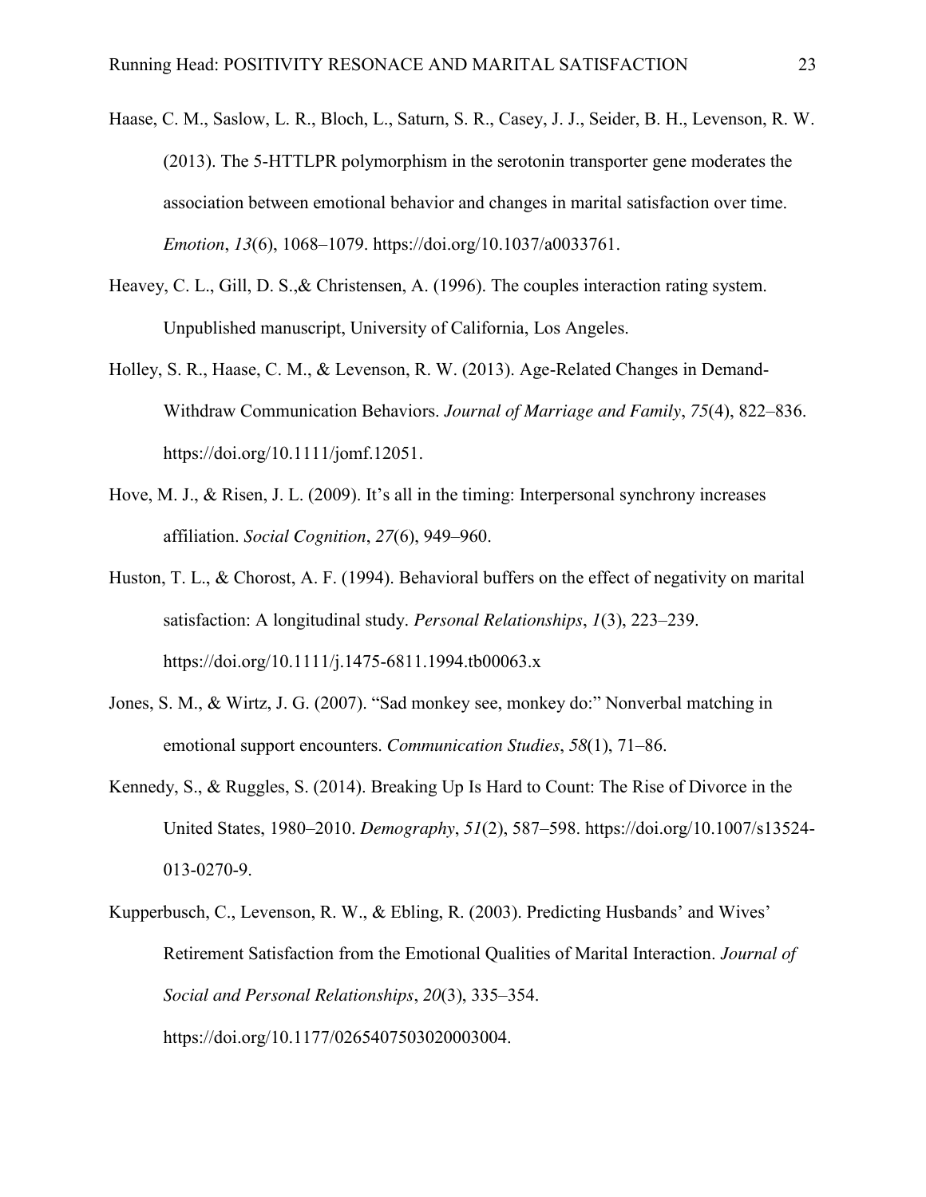Haase, C. M., Saslow, L. R., Bloch, L., Saturn, S. R., Casey, J. J., Seider, B. H., Levenson, R. W. (2013). The 5-HTTLPR polymorphism in the serotonin transporter gene moderates the association between emotional behavior and changes in marital satisfaction over time. *Emotion*, *13*(6), 1068–1079. https://doi.org/10.1037/a0033761.

Heavey, C. L., Gill, D. S.,& Christensen, A. (1996). The couples interaction rating system. Unpublished manuscript, University of California, Los Angeles.

Holley, S. R., Haase, C. M., & Levenson, R. W. (2013). Age-Related Changes in Demand-Withdraw Communication Behaviors. *Journal of Marriage and Family*, *75*(4), 822–836. https://doi.org/10.1111/jomf.12051.

Hove, M. J., & Risen, J. L. (2009). It's all in the timing: Interpersonal synchrony increases affiliation. *Social Cognition*, *27*(6), 949–960.

Huston, T. L., & Chorost, A. F. (1994). Behavioral buffers on the effect of negativity on marital satisfaction: A longitudinal study. *Personal Relationships*, *1*(3), 223–239. https://doi.org/10.1111/j.1475-6811.1994.tb00063.x

Jones, S. M., & Wirtz, J. G. (2007). "Sad monkey see, monkey do:" Nonverbal matching in emotional support encounters. *Communication Studies*, *58*(1), 71–86.

Kennedy, S., & Ruggles, S. (2014). Breaking Up Is Hard to Count: The Rise of Divorce in the United States, 1980–2010. *Demography*, *51*(2), 587–598. https://doi.org/10.1007/s13524-013-0270-9.

Kupperbusch, C., Levenson, R. W., & Ebling, R. (2003). Predicting Husbands' and Wives' Retirement Satisfaction from the Emotional Qualities of Marital Interaction. *Journal of Social and Personal Relationships*, *20*(3), 335–354. https://doi.org/10.1177/0265407503020003004.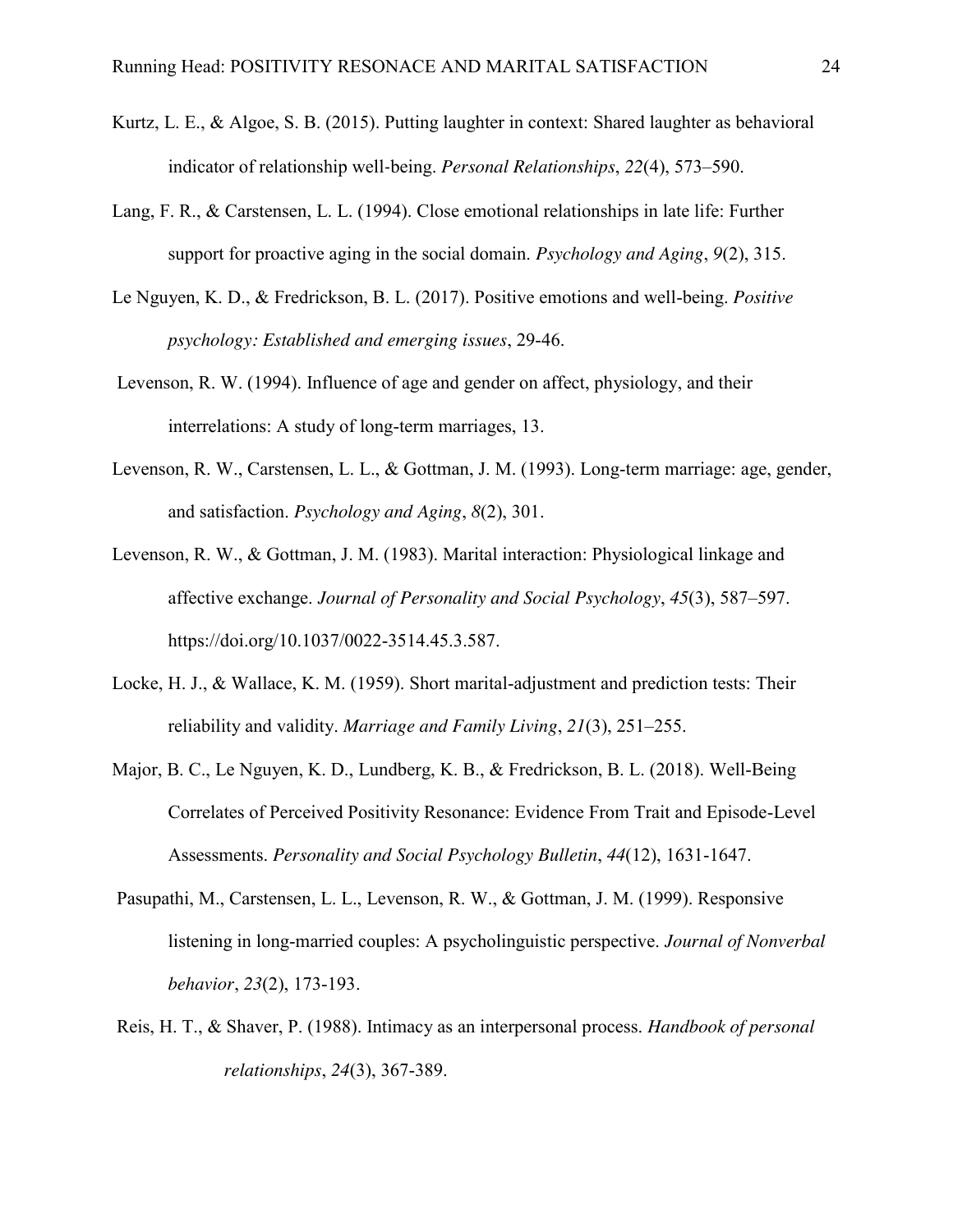Kurtz, L. E., & Algoe, S. B. (2015). Putting laughter in context: Shared laughter as behavioral indicator of relationship well‐being. *Personal Relationships*, *22*(4), 573–590.

Lang, F. R., & Carstensen, L. L. (1994). Close emotional relationships in late life: Further support for proactive aging in the social domain. *Psychology and Aging*, *9*(2), 315.

Le Nguyen, K. D., & Fredrickson, B. L. (2017). Positive emotions and well-being. *Positive psychology: Established and emerging issues*, 29-46.

Levenson, R. W. (1994). Influence of age and gender on affect, physiology, and their interrelations: A study of long-term marriages, 13.

Levenson, R. W., Carstensen, L. L., & Gottman, J. M. (1993). Long-term marriage: age, gender, and satisfaction. *Psychology and Aging*, *8*(2), 301.

Levenson, R. W., & Gottman, J. M. (1983). Marital interaction: Physiological linkage and affective exchange. *Journal of Personality and Social Psychology*, *45*(3), 587–597. https://doi.org/10.1037/0022-3514.45.3.587.

Locke, H. J., & Wallace, K. M. (1959). Short marital-adjustment and prediction tests: Their reliability and validity. *Marriage and Family Living*, *21*(3), 251–255.

Major, B. C., Le Nguyen, K. D., Lundberg, K. B., & Fredrickson, B. L. (2018). Well-Being Correlates of Perceived Positivity Resonance: Evidence From Trait and Episode-Level Assessments. *Personality and Social Psychology Bulletin*, *44*(12), 1631-1647.

Pasupathi, M., Carstensen, L. L., Levenson, R. W., & Gottman, J. M. (1999). Responsive listening in long-married couples: A psycholinguistic perspective. *Journal of Nonverbal behavior*, *23*(2), 173-193.

Reis, H. T., & Shaver, P. (1988). Intimacy as an interpersonal process. *Handbook of personal relationships*, *24*(3), 367-389.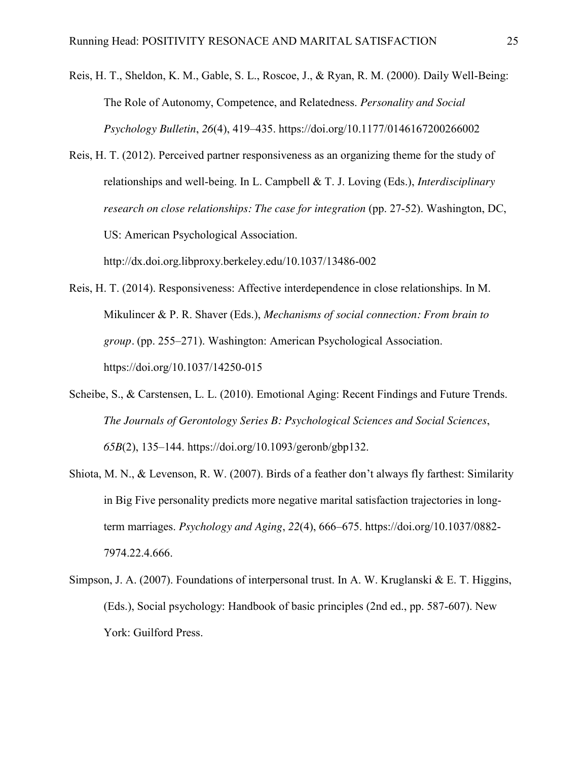Reis, H. T., Sheldon, K. M., Gable, S. L., Roscoe, J., & Ryan, R. M. (2000). Daily Well-Being: The Role of Autonomy, Competence, and Relatedness. *Personality and Social Psychology Bulletin*, *26*(4), 419–435. https://doi.org/10.1177/0146167200266002

Reis, H. T. (2012). Perceived partner responsiveness as an organizing theme for the study of relationships and well-being. In L. Campbell & T. J. Loving (Eds.), *Interdisciplinary research on close relationships: The case for integration* (pp. 27-52). Washington, DC, US: American Psychological Association. http://dx.doi.org.libproxy.berkeley.edu/10.1037/13486-002

Reis, H. T. (2014). Responsiveness: Affective interdependence in close relationships. In M. Mikulincer & P. R. Shaver (Eds.), *Mechanisms of social connection: From brain to group*. (pp. 255–271). Washington: American Psychological Association. https://doi.org/10.1037/14250-015

Scheibe, S., & Carstensen, L. L. (2010). Emotional Aging: Recent Findings and Future Trends. *The Journals of Gerontology Series B: Psychological Sciences and Social Sciences*, *65B*(2), 135–144. https://doi.org/10.1093/geronb/gbp132.

Shiota, M. N., & Levenson, R. W. (2007). Birds of a feather don't always fly farthest: Similarity in Big Five personality predicts more negative marital satisfaction trajectories in long-term marriages. *Psychology and Aging*, *22*(4), 666–675. https://doi.org/10.1037/0882-7974.22.4.666.

Simpson, J. A. (2007). Foundations of interpersonal trust. In A. W. Kruglanski & E. T. Higgins, (Eds.), Social psychology: Handbook of basic principles (2nd ed., pp. 587-607). New York: Guilford Press.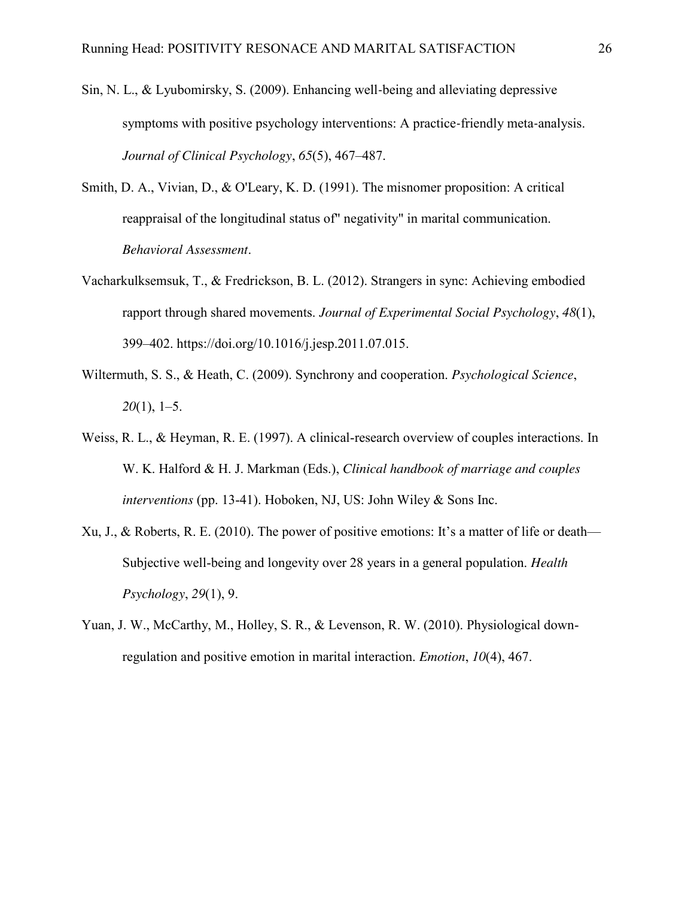Sin, N. L., & Lyubomirsky, S. (2009). Enhancing well-being and alleviating depressive symptoms with positive psychology interventions: A practice-friendly meta-analysis. *Journal of Clinical Psychology*, *65*(5), 467–487.

Smith, D. A., Vivian, D., & O'Leary, K. D. (1991). The misnomer proposition: A critical reappraisal of the longitudinal status of" negativity" in marital communication. *Behavioral Assessment*.

Vacharkulksemsuk, T., & Fredrickson, B. L. (2012). Strangers in sync: Achieving embodied rapport through shared movements. *Journal of Experimental Social Psychology*, *48*(1), 399–402. https://doi.org/10.1016/j.jesp.2011.07.015.

Wiltermuth, S. S., & Heath, C. (2009). Synchrony and cooperation. *Psychological Science*, *20*(1), 1–5.

Weiss, R. L., & Heyman, R. E. (1997). A clinical-research overview of couples interactions. In W. K. Halford & H. J. Markman (Eds.), *Clinical handbook of marriage and couples interventions* (pp. 13-41). Hoboken, NJ, US: John Wiley & Sons Inc.

Xu, J., & Roberts, R. E. (2010). The power of positive emotions: It's a matter of life or death—Subjective well-being and longevity over 28 years in a general population. *Health Psychology*, *29*(1), 9.

Yuan, J. W., McCarthy, M., Holley, S. R., & Levenson, R. W. (2010). Physiological down-regulation and positive emotion in marital interaction. *Emotion*, *10*(4), 467.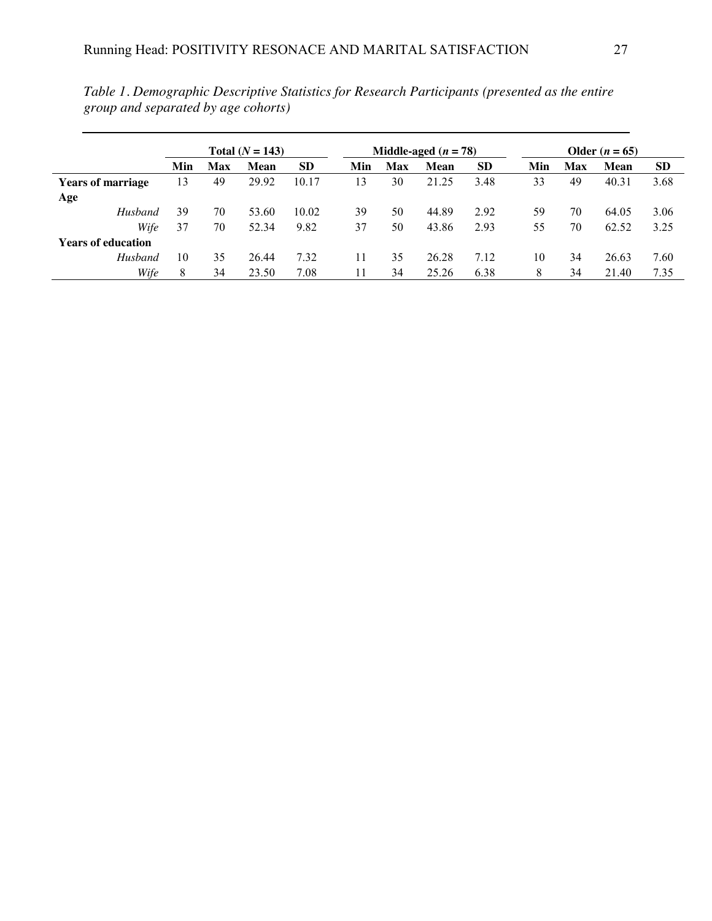*Table 1. Demographic Descriptive Statistics for Research Participants (presented as the entire group and separated by age cohorts)*

| | Total ($N$ = 143) | | | | Middle-aged ($n$ = 78) | | | | Older ($n$ = 65) | | | |
|---|---|---|---|---|---|---|---|---|---|---|---|---|
| | **Min** | **Max** | **Mean** | **SD** | **Min** | **Max** | **Mean** | **SD** | **Min** | **Max** | **Mean** | **SD** |
| **Years of marriage** | 13 | 49 | 29.92 | 10.17 | 13 | 30 | 21.25 | 3.48 | 33 | 49 | 40.31 | 3.68 |
| **Age** | | | | | | | | | | | | |
| *Husband* | 39 | 70 | 53.60 | 10.02 | 39 | 50 | 44.89 | 2.92 | 59 | 70 | 64.05 | 3.06 |
| *Wife* | 37 | 70 | 52.34 | 9.82 | 37 | 50 | 43.86 | 2.93 | 55 | 70 | 62.52 | 3.25 |
| **Years of education** | | | | | | | | | | | | |
| *Husband* | 10 | 35 | 26.44 | 7.32 | 11 | 35 | 26.28 | 7.12 | 10 | 34 | 26.63 | 7.60 |
| *Wife* | 8 | 34 | 23.50 | 7.08 | 11 | 34 | 25.26 | 6.38 | 8 | 34 | 21.40 | 7.35 |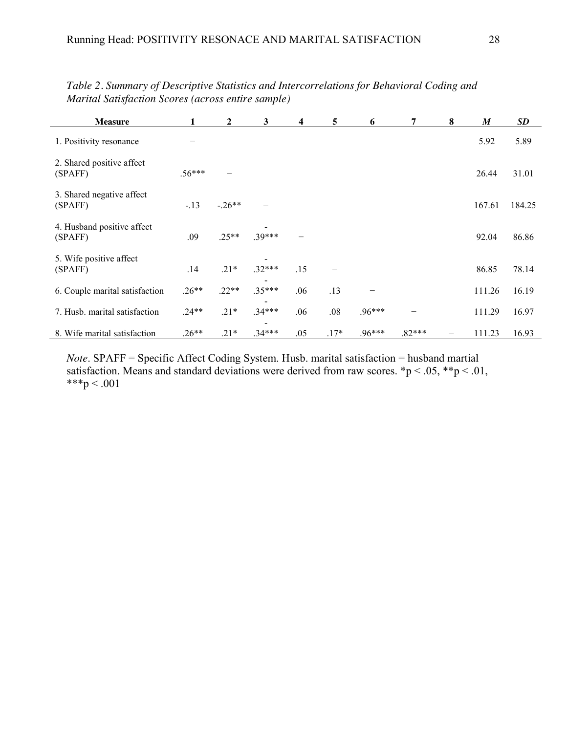*Table 2*. *Summary of Descriptive Statistics and Intercorrelations for Behavioral Coding and Marital Satisfaction Scores (across entire sample)*

| Measure | 1 | 2 | 3 | 4 | 5 | 6 | 7 | 8 | *M* | *SD* |
|---|---|---|---|---|---|---|---|---|---|---|
| 1. Positivity resonance | – | | | | | | | | 5.92 | 5.89 |
| 2. Shared positive affect (SPAFF) | .56*** | – | | | | | | | 26.44 | 31.01 |
| 3. Shared negative affect (SPAFF) | -.13 | -.26** | – | | | | | | 167.61 | 184.25 |
| 4. Husband positive affect (SPAFF) | .09 | .25** | -.39*** | – | | | | | 92.04 | 86.86 |
| 5. Wife positive affect (SPAFF) | .14 | .21* | -.32*** | .15 | – | | | | 86.85 | 78.14 |
| 6. Couple marital satisfaction | .26** | .22** | -.35*** | .06 | .13 | – | | | 111.26 | 16.19 |
| 7. Husb. marital satisfaction | .24** | .21* | -.34*** | .06 | .08 | .96*** | – | | 111.29 | 16.97 |
| 8. Wife marital satisfaction | .26** | .21* | -.34*** | .05 | .17* | .96*** | .82*** | – | 111.23 | 16.93 |

*Note*. SPAFF = Specific Affect Coding System. Husb. marital satisfaction = husband martial satisfaction. Means and standard deviations were derived from raw scores. *p < .05, **p < .01, ***p < .001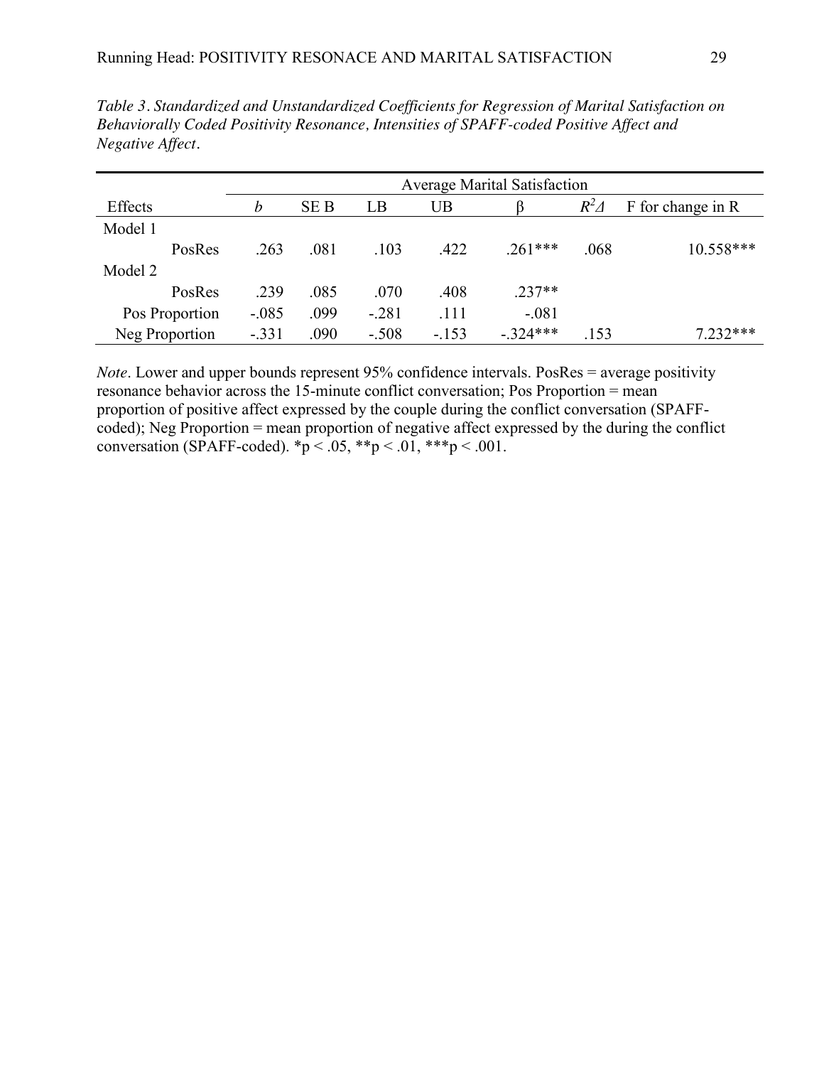*Table 3. Standardized and Unstandardized Coefficients for Regression of Marital Satisfaction on Behaviorally Coded Positivity Resonance, Intensities of SPAFF-coded Positive Affect and Negative Affect.*

| | Average Marital Satisfaction | | | | | | |
|---|---|---|---|---|---|---|---|
| Effects | *b* | SE B | LB | UB | β | $R^2\Delta$ | F for change in R |
| Model 1 | | | | | | | |
| PosRes | .263 | .081 | .103 | .422 | .261*** | .068 | 10.558*** |
| Model 2 | | | | | | | |
| PosRes | .239 | .085 | .070 | .408 | .237** | | |
| Pos Proportion | -.085 | .099 | -.281 | .111 | -.081 | | |
| Neg Proportion | -.331 | .090 | -.508 | -.153 | -.324*** | .153 | 7.232*** |

*Note*. Lower and upper bounds represent 95% confidence intervals. PosRes = average positivity resonance behavior across the 15-minute conflict conversation; Pos Proportion = mean proportion of positive affect expressed by the couple during the conflict conversation (SPAFF-coded); Neg Proportion = mean proportion of negative affect expressed by the during the conflict conversation (SPAFF-coded). *$p < .05$, **$p < .01$, ***$p < .001$.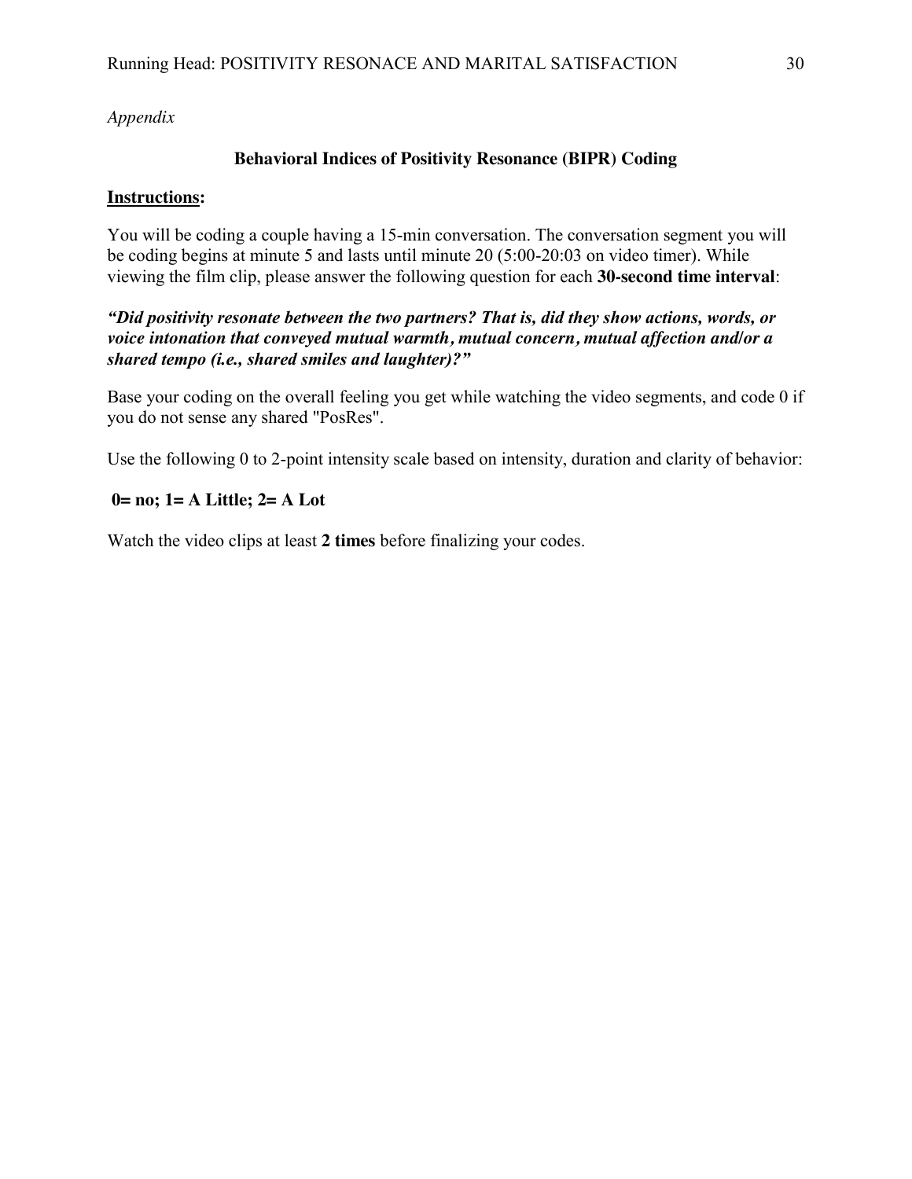*Appendix*

## Behavioral Indices of Positivity Resonance (BIPR) Coding

**<u>Instructions</u>:**

You will be coding a couple having a 15-min conversation. The conversation segment you will be coding begins at minute 5 and lasts until minute 20 (5:00-20:03 on video timer). While viewing the film clip, please answer the following question for each **30-second time interval**:

***"Did positivity resonate between the two partners? That is, did they show actions, words, or voice intonation that conveyed mutual warmth, mutual concern, mutual affection and/or a shared tempo (i.e., shared smiles and laughter)?"***

Base your coding on the overall feeling you get while watching the video segments, and code 0 if you do not sense any shared "PosRes".

Use the following 0 to 2-point intensity scale based on intensity, duration and clarity of behavior:

**0= no; 1= A Little; 2= A Lot**

Watch the video clips at least **2 times** before finalizing your codes.